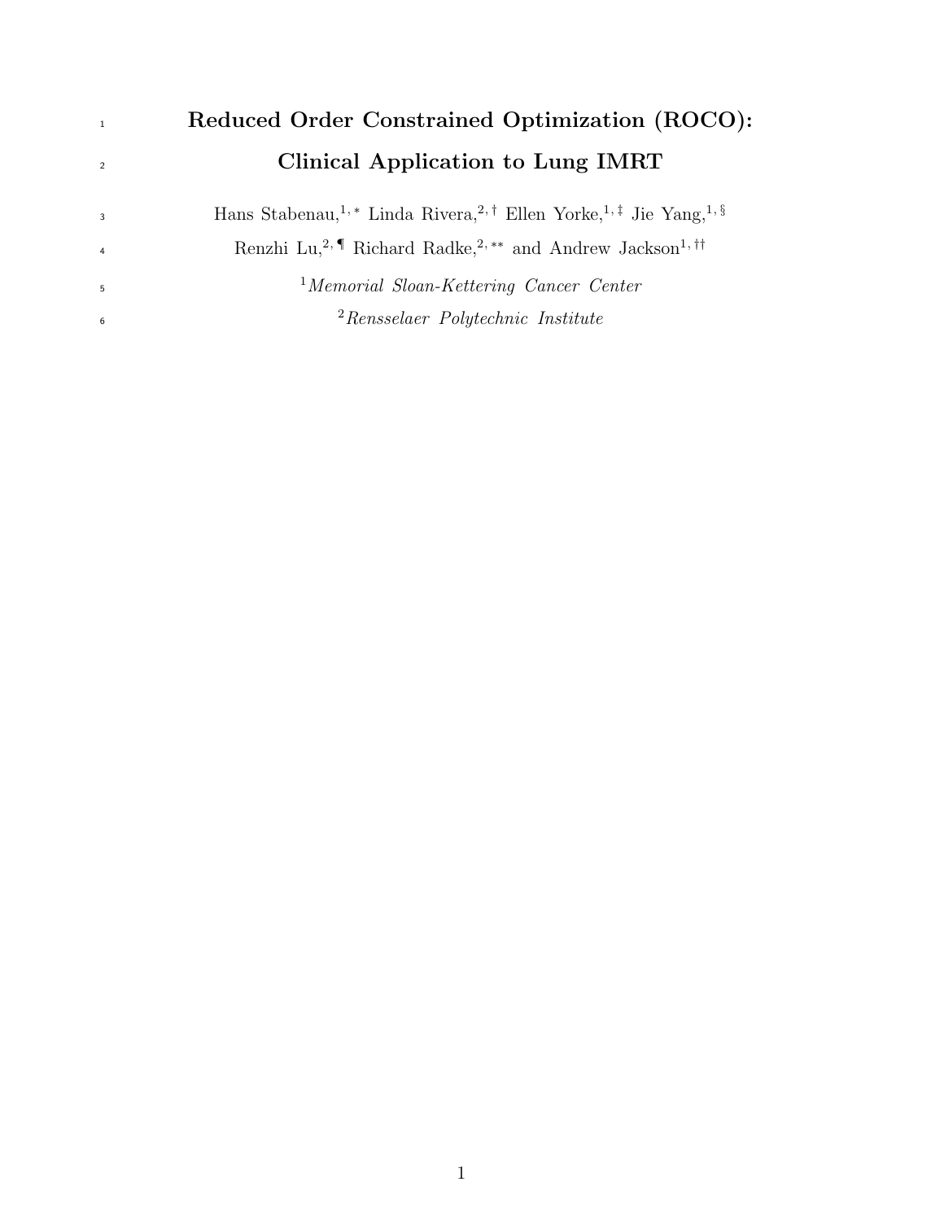# Reduced Order Constrained Optimization (ROCO): Clinical Application to Lung IMRT

Hans Stabenau,[1,*] Linda Rivera,[2,†] Ellen Yorke,[1,‡] Jie Yang,[1,§] Renzhi Lu,[2,¶] Richard Radke,[2,**] and Andrew Jackson[1,††]

[1]*Memorial Sloan-Kettering Cancer Center*

[2]*Rensselaer Polytechnic Institute*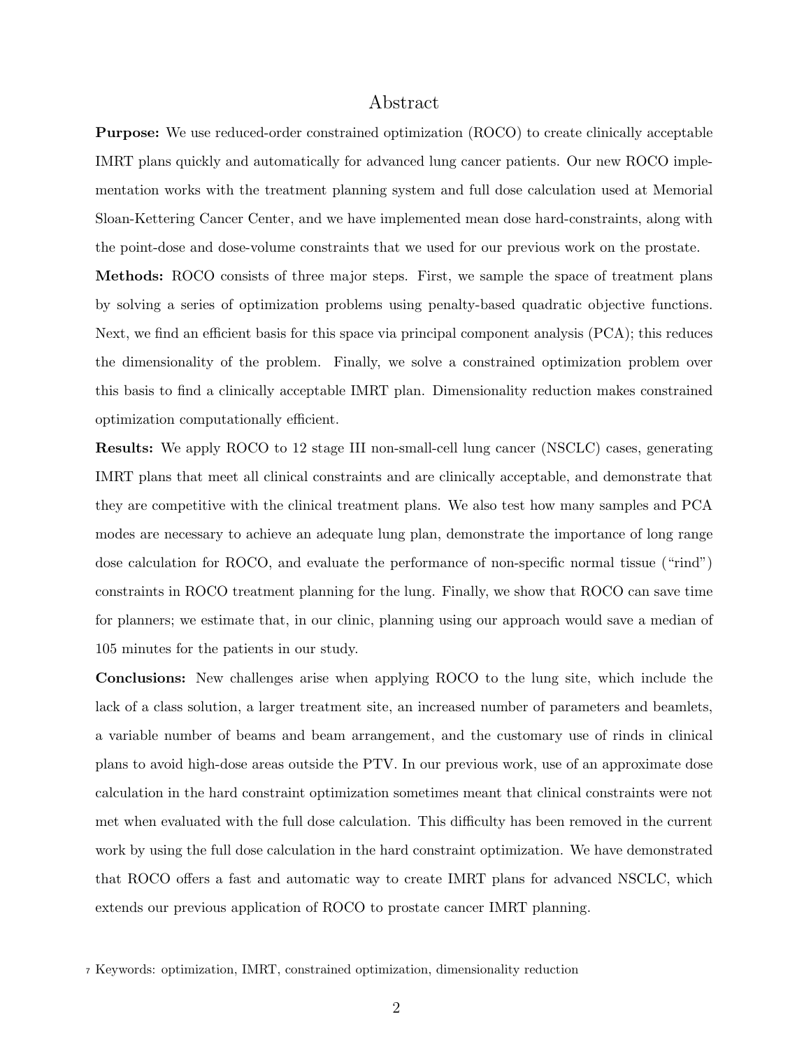# Abstract

**Purpose:** We use reduced-order constrained optimization (ROCO) to create clinically acceptable IMRT plans quickly and automatically for advanced lung cancer patients. Our new ROCO implementation works with the treatment planning system and full dose calculation used at Memorial Sloan-Kettering Cancer Center, and we have implemented mean dose hard-constraints, along with the point-dose and dose-volume constraints that we used for our previous work on the prostate.

**Methods:** ROCO consists of three major steps. First, we sample the space of treatment plans by solving a series of optimization problems using penalty-based quadratic objective functions. Next, we find an efficient basis for this space via principal component analysis (PCA); this reduces the dimensionality of the problem. Finally, we solve a constrained optimization problem over this basis to find a clinically acceptable IMRT plan. Dimensionality reduction makes constrained optimization computationally efficient.

**Results:** We apply ROCO to 12 stage III non-small-cell lung cancer (NSCLC) cases, generating IMRT plans that meet all clinical constraints and are clinically acceptable, and demonstrate that they are competitive with the clinical treatment plans. We also test how many samples and PCA modes are necessary to achieve an adequate lung plan, demonstrate the importance of long range dose calculation for ROCO, and evaluate the performance of non-specific normal tissue ("rind") constraints in ROCO treatment planning for the lung. Finally, we show that ROCO can save time for planners; we estimate that, in our clinic, planning using our approach would save a median of 105 minutes for the patients in our study.

**Conclusions:** New challenges arise when applying ROCO to the lung site, which include the lack of a class solution, a larger treatment site, an increased number of parameters and beamlets, a variable number of beams and beam arrangement, and the customary use of rinds in clinical plans to avoid high-dose areas outside the PTV. In our previous work, use of an approximate dose calculation in the hard constraint optimization sometimes meant that clinical constraints were not met when evaluated with the full dose calculation. This difficulty has been removed in the current work by using the full dose calculation in the hard constraint optimization. We have demonstrated that ROCO offers a fast and automatic way to create IMRT plans for advanced NSCLC, which extends our previous application of ROCO to prostate cancer IMRT planning.

Keywords: optimization, IMRT, constrained optimization, dimensionality reduction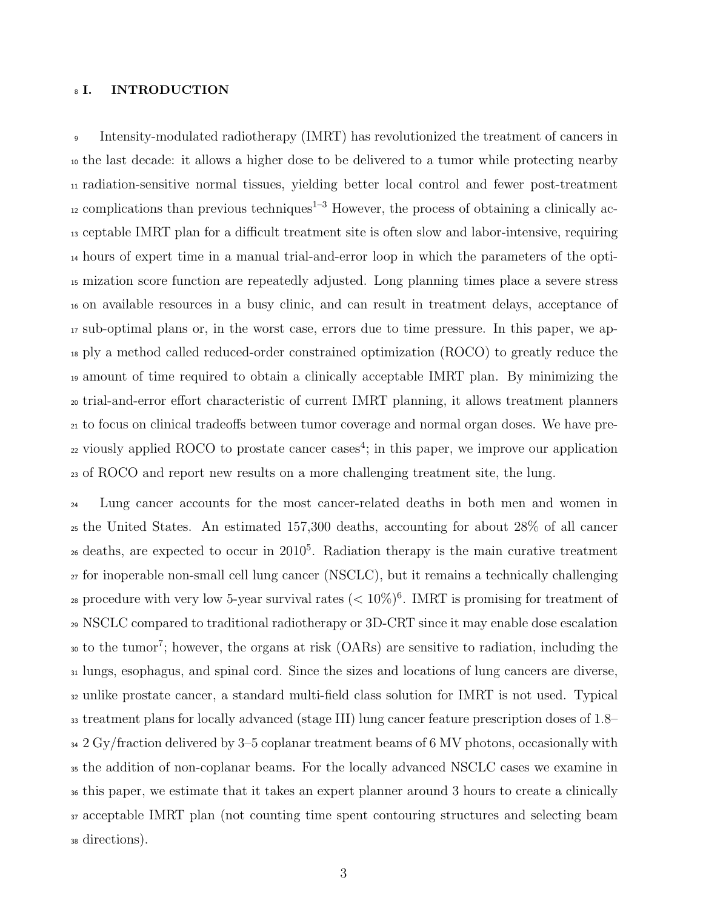## I. INTRODUCTION

Intensity-modulated radiotherapy (IMRT) has revolutionized the treatment of cancers in the last decade: it allows a higher dose to be delivered to a tumor while protecting nearby radiation-sensitive normal tissues, yielding better local control and fewer post-treatment complications than previous techniques[1–3] However, the process of obtaining a clinically acceptable IMRT plan for a difficult treatment site is often slow and labor-intensive, requiring hours of expert time in a manual trial-and-error loop in which the parameters of the optimization score function are repeatedly adjusted. Long planning times place a severe stress on available resources in a busy clinic, and can result in treatment delays, acceptance of sub-optimal plans or, in the worst case, errors due to time pressure. In this paper, we apply a method called reduced-order constrained optimization (ROCO) to greatly reduce the amount of time required to obtain a clinically acceptable IMRT plan. By minimizing the trial-and-error effort characteristic of current IMRT planning, it allows treatment planners to focus on clinical tradeoffs between tumor coverage and normal organ doses. We have previously applied ROCO to prostate cancer cases[4]; in this paper, we improve our application of ROCO and report new results on a more challenging treatment site, the lung.

Lung cancer accounts for the most cancer-related deaths in both men and women in the United States. An estimated 157,300 deaths, accounting for about 28% of all cancer deaths, are expected to occur in 2010[5]. Radiation therapy is the main curative treatment for inoperable non-small cell lung cancer (NSCLC), but it remains a technically challenging procedure with very low 5-year survival rates ($< 10\%$)[6]. IMRT is promising for treatment of NSCLC compared to traditional radiotherapy or 3D-CRT since it may enable dose escalation to the tumor[7]; however, the organs at risk (OARs) are sensitive to radiation, including the lungs, esophagus, and spinal cord. Since the sizes and locations of lung cancers are diverse, unlike prostate cancer, a standard multi-field class solution for IMRT is not used. Typical treatment plans for locally advanced (stage III) lung cancer feature prescription doses of 1.8–2 Gy/fraction delivered by 3–5 coplanar treatment beams of 6 MV photons, occasionally with the addition of non-coplanar beams. For the locally advanced NSCLC cases we examine in this paper, we estimate that it takes an expert planner around 3 hours to create a clinically acceptable IMRT plan (not counting time spent contouring structures and selecting beam directions).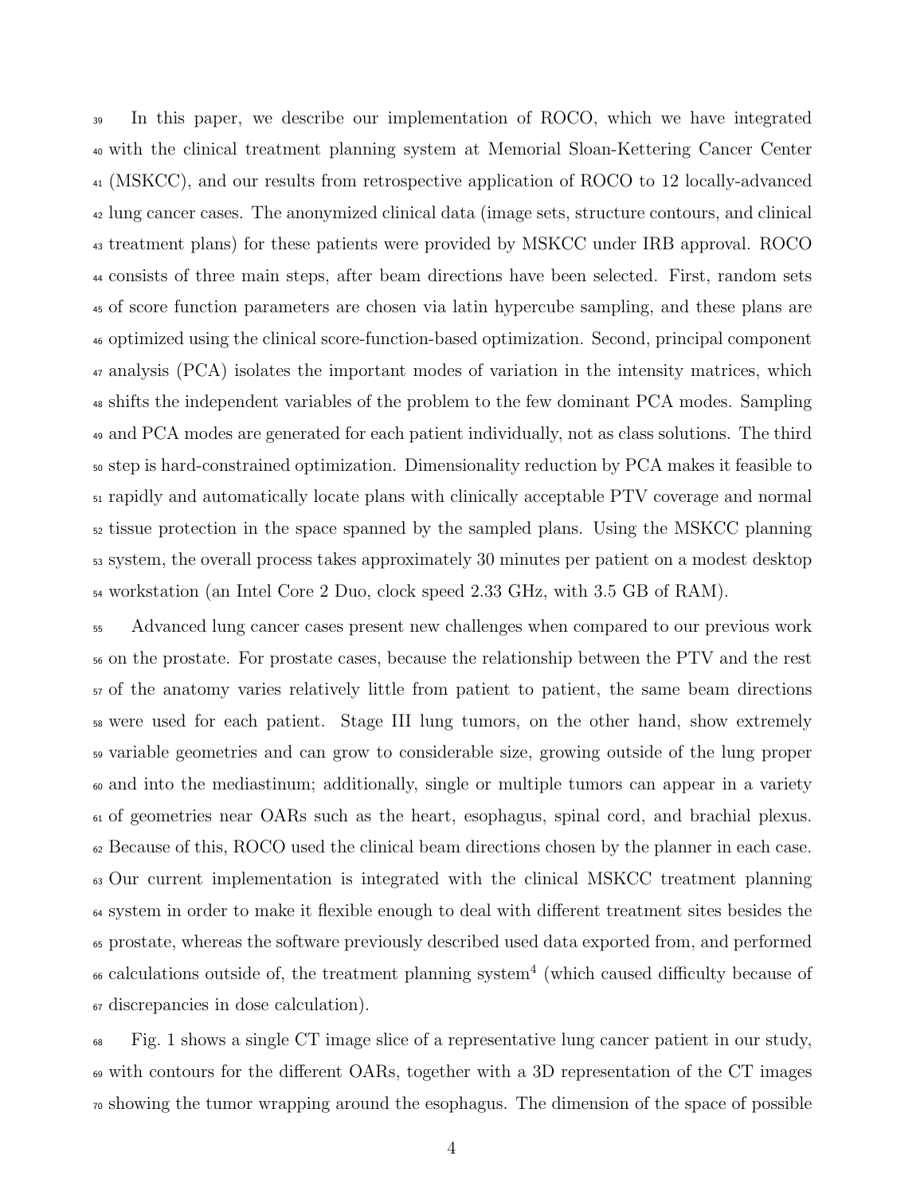In this paper, we describe our implementation of ROCO, which we have integrated with the clinical treatment planning system at Memorial Sloan-Kettering Cancer Center (MSKCC), and our results from retrospective application of ROCO to 12 locally-advanced lung cancer cases. The anonymized clinical data (image sets, structure contours, and clinical treatment plans) for these patients were provided by MSKCC under IRB approval. ROCO consists of three main steps, after beam directions have been selected. First, random sets of score function parameters are chosen via latin hypercube sampling, and these plans are optimized using the clinical score-function-based optimization. Second, principal component analysis (PCA) isolates the important modes of variation in the intensity matrices, which shifts the independent variables of the problem to the few dominant PCA modes. Sampling and PCA modes are generated for each patient individually, not as class solutions. The third step is hard-constrained optimization. Dimensionality reduction by PCA makes it feasible to rapidly and automatically locate plans with clinically acceptable PTV coverage and normal tissue protection in the space spanned by the sampled plans. Using the MSKCC planning system, the overall process takes approximately 30 minutes per patient on a modest desktop workstation (an Intel Core 2 Duo, clock speed 2.33 GHz, with 3.5 GB of RAM).

Advanced lung cancer cases present new challenges when compared to our previous work on the prostate. For prostate cases, because the relationship between the PTV and the rest of the anatomy varies relatively little from patient to patient, the same beam directions were used for each patient. Stage III lung tumors, on the other hand, show extremely variable geometries and can grow to considerable size, growing outside of the lung proper and into the mediastinum; additionally, single or multiple tumors can appear in a variety of geometries near OARs such as the heart, esophagus, spinal cord, and brachial plexus. Because of this, ROCO used the clinical beam directions chosen by the planner in each case. Our current implementation is integrated with the clinical MSKCC treatment planning system in order to make it flexible enough to deal with different treatment sites besides the prostate, whereas the software previously described used data exported from, and performed calculations outside of, the treatment planning system[4] (which caused difficulty because of discrepancies in dose calculation).

Fig. 1 shows a single CT image slice of a representative lung cancer patient in our study, with contours for the different OARs, together with a 3D representation of the CT images showing the tumor wrapping around the esophagus. The dimension of the space of possible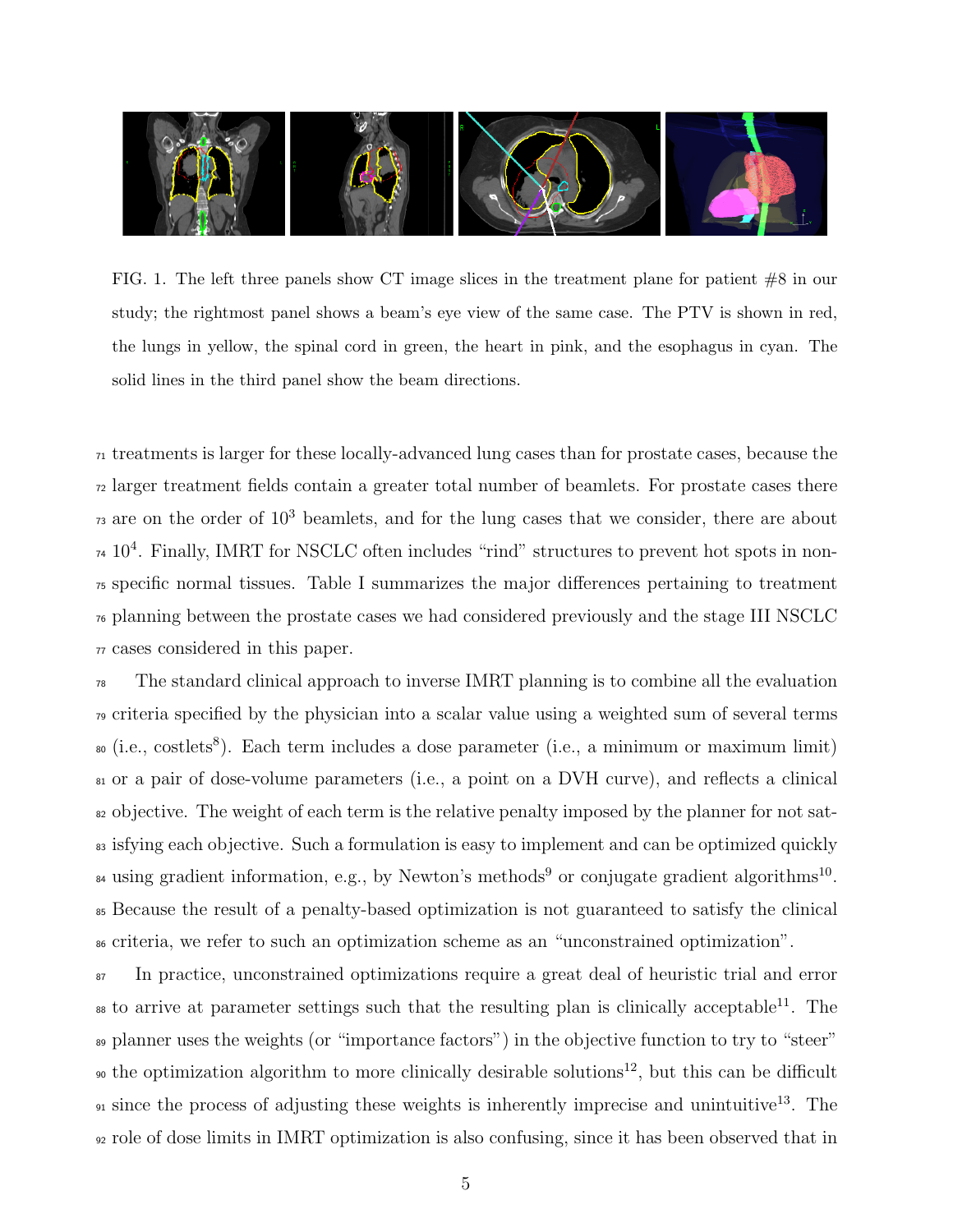FIG. 1. The left three panels show CT image slices in the treatment plane for patient #8 in our study; the rightmost panel shows a beam's eye view of the same case. The PTV is shown in red, the lungs in yellow, the spinal cord in green, the heart in pink, and the esophagus in cyan. The solid lines in the third panel show the beam directions.

treatments is larger for these locally-advanced lung cases than for prostate cases, because the larger treatment fields contain a greater total number of beamlets. For prostate cases there are on the order of $10^3$ beamlets, and for the lung cases that we consider, there are about $10^4$. Finally, IMRT for NSCLC often includes "rind" structures to prevent hot spots in non-specific normal tissues. Table I summarizes the major differences pertaining to treatment planning between the prostate cases we had considered previously and the stage III NSCLC cases considered in this paper.

The standard clinical approach to inverse IMRT planning is to combine all the evaluation criteria specified by the physician into a scalar value using a weighted sum of several terms (i.e., costlets[8]). Each term includes a dose parameter (i.e., a minimum or maximum limit) or a pair of dose-volume parameters (i.e., a point on a DVH curve), and reflects a clinical objective. The weight of each term is the relative penalty imposed by the planner for not satisfying each objective. Such a formulation is easy to implement and can be optimized quickly using gradient information, e.g., by Newton's methods[9] or conjugate gradient algorithms[10]. Because the result of a penalty-based optimization is not guaranteed to satisfy the clinical criteria, we refer to such an optimization scheme as an "unconstrained optimization".

In practice, unconstrained optimizations require a great deal of heuristic trial and error to arrive at parameter settings such that the resulting plan is clinically acceptable[11]. The planner uses the weights (or "importance factors") in the objective function to try to "steer" the optimization algorithm to more clinically desirable solutions[12], but this can be difficult since the process of adjusting these weights is inherently imprecise and unintuitive[13]. The role of dose limits in IMRT optimization is also confusing, since it has been observed that in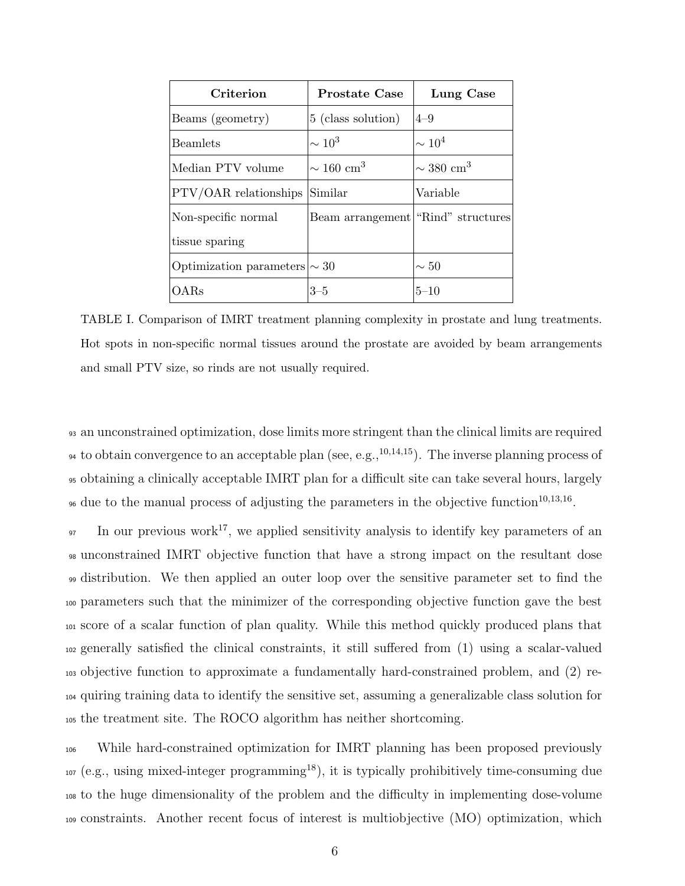| Criterion | Prostate Case | Lung Case |
| --- | --- | --- |
| Beams (geometry) | 5 (class solution) | 4–9 |
| Beamlets | $\sim 10^3$ | $\sim 10^4$ |
| Median PTV volume | $\sim 160$ cm$^3$ | $\sim 380$ cm$^3$ |
| PTV/OAR relationships | Similar | Variable |
| Non-specific normal tissue sparing | Beam arrangement | "Rind" structures |
| Optimization parameters | $\sim 30$ | $\sim 50$ |
| OARs | 3–5 | 5–10 |

TABLE I. Comparison of IMRT treatment planning complexity in prostate and lung treatments. Hot spots in non-specific normal tissues around the prostate are avoided by beam arrangements and small PTV size, so rinds are not usually required.

an unconstrained optimization, dose limits more stringent than the clinical limits are required to obtain convergence to an acceptable plan (see, e.g.,[10,14,15]). The inverse planning process of obtaining a clinically acceptable IMRT plan for a difficult site can take several hours, largely due to the manual process of adjusting the parameters in the objective function[10,13,16].

In our previous work[17], we applied sensitivity analysis to identify key parameters of an unconstrained IMRT objective function that have a strong impact on the resultant dose distribution. We then applied an outer loop over the sensitive parameter set to find the parameters such that the minimizer of the corresponding objective function gave the best score of a scalar function of plan quality. While this method quickly produced plans that generally satisfied the clinical constraints, it still suffered from (1) using a scalar-valued objective function to approximate a fundamentally hard-constrained problem, and (2) requiring training data to identify the sensitive set, assuming a generalizable class solution for the treatment site. The ROCO algorithm has neither shortcoming.

While hard-constrained optimization for IMRT planning has been proposed previously (e.g., using mixed-integer programming[18]), it is typically prohibitively time-consuming due to the huge dimensionality of the problem and the difficulty in implementing dose-volume constraints. Another recent focus of interest is multiobjective (MO) optimization, which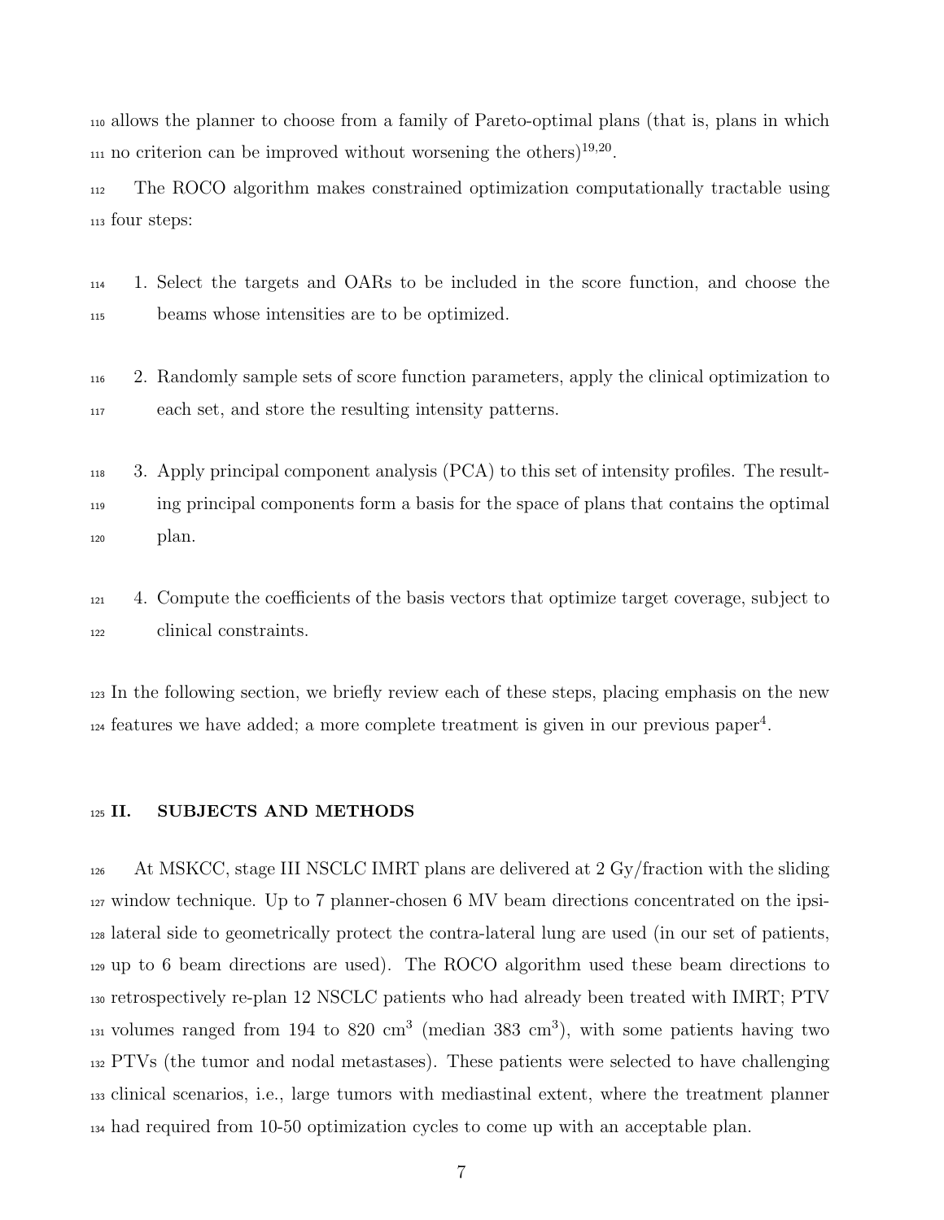allows the planner to choose from a family of Pareto-optimal plans (that is, plans in which no criterion can be improved without worsening the others)[19,20].

The ROCO algorithm makes constrained optimization computationally tractable using four steps:

1. Select the targets and OARs to be included in the score function, and choose the beams whose intensities are to be optimized.

2. Randomly sample sets of score function parameters, apply the clinical optimization to each set, and store the resulting intensity patterns.

3. Apply principal component analysis (PCA) to this set of intensity profiles. The resulting principal components form a basis for the space of plans that contains the optimal plan.

4. Compute the coefficients of the basis vectors that optimize target coverage, subject to clinical constraints.

In the following section, we briefly review each of these steps, placing emphasis on the new features we have added; a more complete treatment is given in our previous paper[4].

## II. SUBJECTS AND METHODS

At MSKCC, stage III NSCLC IMRT plans are delivered at 2 Gy/fraction with the sliding window technique. Up to 7 planner-chosen 6 MV beam directions concentrated on the ipsilateral side to geometrically protect the contra-lateral lung are used (in our set of patients, up to 6 beam directions are used). The ROCO algorithm used these beam directions to retrospectively re-plan 12 NSCLC patients who had already been treated with IMRT; PTV volumes ranged from 194 to 820 cm$^3$ (median 383 cm$^3$), with some patients having two PTVs (the tumor and nodal metastases). These patients were selected to have challenging clinical scenarios, i.e., large tumors with mediastinal extent, where the treatment planner had required from 10-50 optimization cycles to come up with an acceptable plan.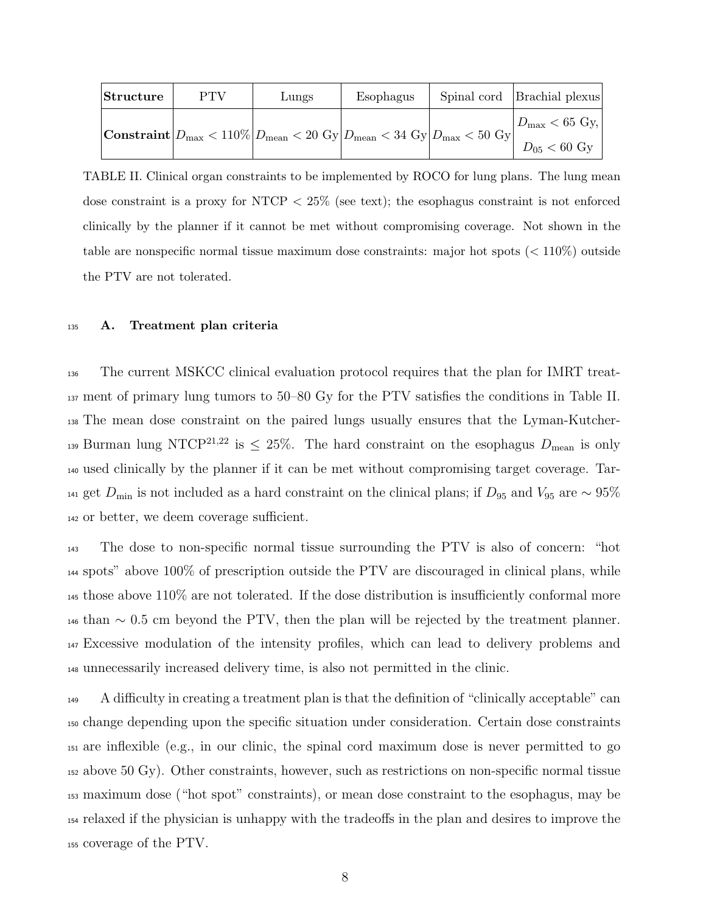| **Structure** | PTV | Lungs | Esophagus | Spinal cord | Brachial plexus |
|---|---|---|---|---|---|
| **Constraint** | $D_{\max} < 110\%$ | $D_{\text{mean}} < 20$ Gy | $D_{\text{mean}} < 34$ Gy | $D_{\max} < 50$ Gy | $D_{\max} < 65$ Gy, $D_{05} < 60$ Gy |

TABLE II. Clinical organ constraints to be implemented by ROCO for lung plans. The lung mean dose constraint is a proxy for NTCP $< 25\%$ (see text); the esophagus constraint is not enforced clinically by the planner if it cannot be met without compromising coverage. Not shown in the table are nonspecific normal tissue maximum dose constraints: major hot spots ($< 110\%$) outside the PTV are not tolerated.

### A. Treatment plan criteria

The current MSKCC clinical evaluation protocol requires that the plan for IMRT treatment of primary lung tumors to 50–80 Gy for the PTV satisfies the conditions in Table II. The mean dose constraint on the paired lungs usually ensures that the Lyman-Kutcher-Burman lung NTCP[21,22] is $\leq 25\%$. The hard constraint on the esophagus $D_{\text{mean}}$ is only used clinically by the planner if it can be met without compromising target coverage. Target $D_{\min}$ is not included as a hard constraint on the clinical plans; if $D_{95}$ and $V_{95}$ are $\sim 95\%$ or better, we deem coverage sufficient.

The dose to non-specific normal tissue surrounding the PTV is also of concern: "hot spots" above 100% of prescription outside the PTV are discouraged in clinical plans, while those above 110% are not tolerated. If the dose distribution is insufficiently conformal more than $\sim 0.5$ cm beyond the PTV, then the plan will be rejected by the treatment planner. Excessive modulation of the intensity profiles, which can lead to delivery problems and unnecessarily increased delivery time, is also not permitted in the clinic.

A difficulty in creating a treatment plan is that the definition of "clinically acceptable" can change depending upon the specific situation under consideration. Certain dose constraints are inflexible (e.g., in our clinic, the spinal cord maximum dose is never permitted to go above 50 Gy). Other constraints, however, such as restrictions on non-specific normal tissue maximum dose ("hot spot" constraints), or mean dose constraint to the esophagus, may be relaxed if the physician is unhappy with the tradeoffs in the plan and desires to improve the coverage of the PTV.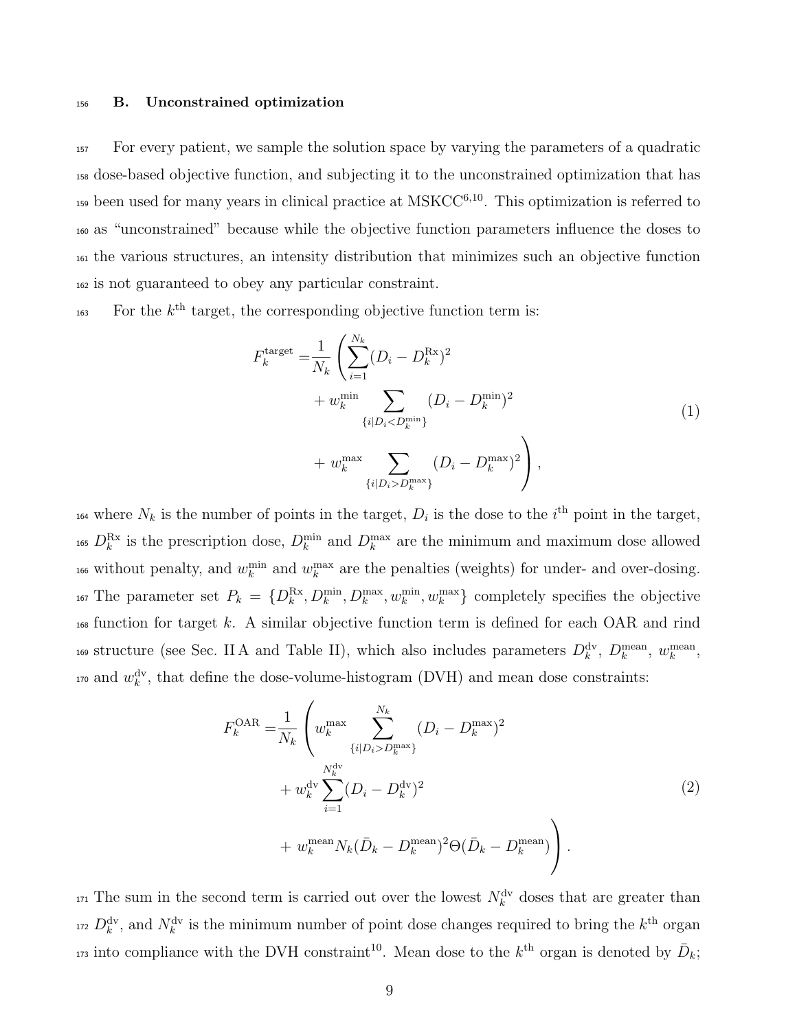### B. Unconstrained optimization

For every patient, we sample the solution space by varying the parameters of a quadratic dose-based objective function, and subjecting it to the unconstrained optimization that has been used for many years in clinical practice at MSKCC[6,10]. This optimization is referred to as "unconstrained" because while the objective function parameters influence the doses to the various structures, an intensity distribution that minimizes such an objective function is not guaranteed to obey any particular constraint.

For the $k^{\text{th}}$ target, the corresponding objective function term is:

$$
\begin{aligned}
F_k^{\text{target}} =& \frac{1}{N_k} \left( \sum_{i=1}^{N_k} (D_i - D_k^{\text{Rx}})^2 \right. \\
&+ w_k^{\text{min}} \sum_{\{i | D_i < D_k^{\text{min}}\}} (D_i - D_k^{\text{min}})^2 \\
&\left. + w_k^{\text{max}} \sum_{\{i | D_i > D_k^{\text{max}}\}} (D_i - D_k^{\text{max}})^2 \right),
\end{aligned}
\tag{1}
$$

where $N_k$ is the number of points in the target, $D_i$ is the dose to the $i^{\text{th}}$ point in the target, $D_k^{\text{Rx}}$ is the prescription dose, $D_k^{\text{min}}$ and $D_k^{\text{max}}$ are the minimum and maximum dose allowed without penalty, and $w_k^{\text{min}}$ and $w_k^{\text{max}}$ are the penalties (weights) for under- and over-dosing. The parameter set $P_k = \{D_k^{\text{Rx}}, D_k^{\text{min}}, D_k^{\text{max}}, w_k^{\text{min}}, w_k^{\text{max}}\}$ completely specifies the objective function for target $k$. A similar objective function term is defined for each OAR and rind structure (see Sec. II A and Table II), which also includes parameters $D_k^{\text{dv}}$, $D_k^{\text{mean}}$, $w_k^{\text{mean}}$, and $w_k^{\text{dv}}$, that define the dose-volume-histogram (DVH) and mean dose constraints:

$$
\begin{aligned}
F_k^{\text{OAR}} =& \frac{1}{N_k} \left( w_k^{\text{max}} \sum_{\{i | D_i > D_k^{\text{max}}\}}^{N_k} (D_i - D_k^{\text{max}})^2 \right. \\
&+ w_k^{\text{dv}} \sum_{i=1}^{N_k^{\text{dv}}} (D_i - D_k^{\text{dv}})^2 \\
&\left. + w_k^{\text{mean}} N_k (\bar{D}_k - D_k^{\text{mean}})^2 \Theta(\bar{D}_k - D_k^{\text{mean}}) \right).
\end{aligned}
\tag{2}
$$

The sum in the second term is carried out over the lowest $N_k^{\text{dv}}$ doses that are greater than $D_k^{\text{dv}}$, and $N_k^{\text{dv}}$ is the minimum number of point dose changes required to bring the $k^{\text{th}}$ organ into compliance with the DVH constraint[10]. Mean dose to the $k^{\text{th}}$ organ is denoted by $\bar{D}_k$;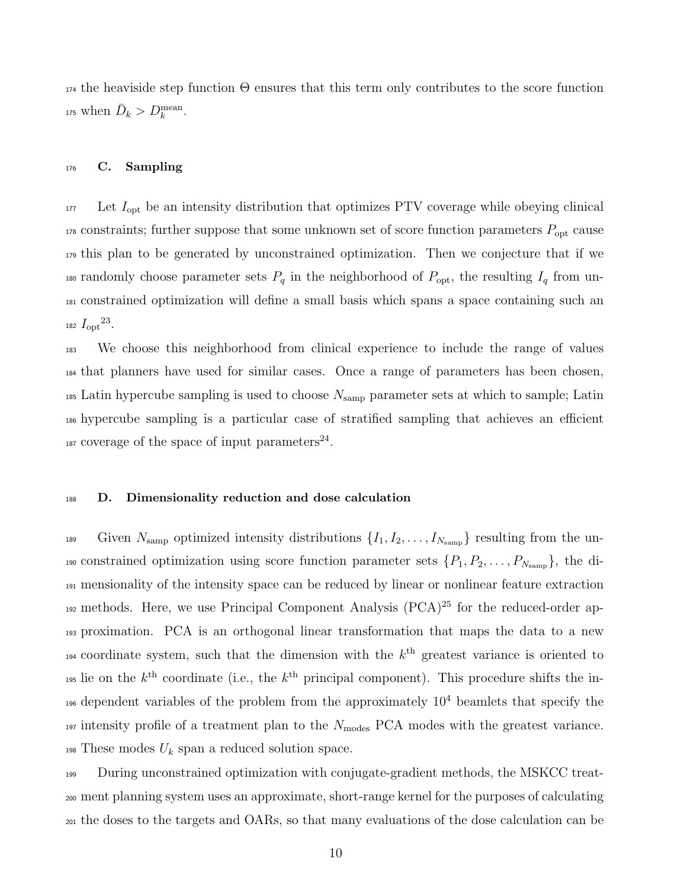the heaviside step function $\Theta$ ensures that this term only contributes to the score function when $\bar{D}_k > D_k^{\text{mean}}$.

### C. Sampling

Let $I_{\text{opt}}$ be an intensity distribution that optimizes PTV coverage while obeying clinical constraints; further suppose that some unknown set of score function parameters $P_{\text{opt}}$ cause this plan to be generated by unconstrained optimization. Then we conjecture that if we randomly choose parameter sets $P_q$ in the neighborhood of $P_{\text{opt}}$, the resulting $I_q$ from unconstrained optimization will define a small basis which spans a space containing such an $I_{\text{opt}}$[23].

We choose this neighborhood from clinical experience to include the range of values that planners have used for similar cases. Once a range of parameters has been chosen, Latin hypercube sampling is used to choose $N_{\text{samp}}$ parameter sets at which to sample; Latin hypercube sampling is a particular case of stratified sampling that achieves an efficient coverage of the space of input parameters[24].

### D. Dimensionality reduction and dose calculation

Given $N_{\text{samp}}$ optimized intensity distributions $\{I_1, I_2, \ldots, I_{N_{\text{samp}}}\}$ resulting from the unconstrained optimization using score function parameter sets $\{P_1, P_2, \ldots, P_{N_{\text{samp}}}\}$, the dimensionality of the intensity space can be reduced by linear or nonlinear feature extraction methods. Here, we use Principal Component Analysis (PCA)[25] for the reduced-order approximation. PCA is an orthogonal linear transformation that maps the data to a new coordinate system, such that the dimension with the $k^{\text{th}}$ greatest variance is oriented to lie on the $k^{\text{th}}$ coordinate (i.e., the $k^{\text{th}}$ principal component). This procedure shifts the independent variables of the problem from the approximately $10^4$ beamlets that specify the intensity profile of a treatment plan to the $N_{\text{modes}}$ PCA modes with the greatest variance. These modes $U_k$ span a reduced solution space.

During unconstrained optimization with conjugate-gradient methods, the MSKCC treatment planning system uses an approximate, short-range kernel for the purposes of calculating the doses to the targets and OARs, so that many evaluations of the dose calculation can be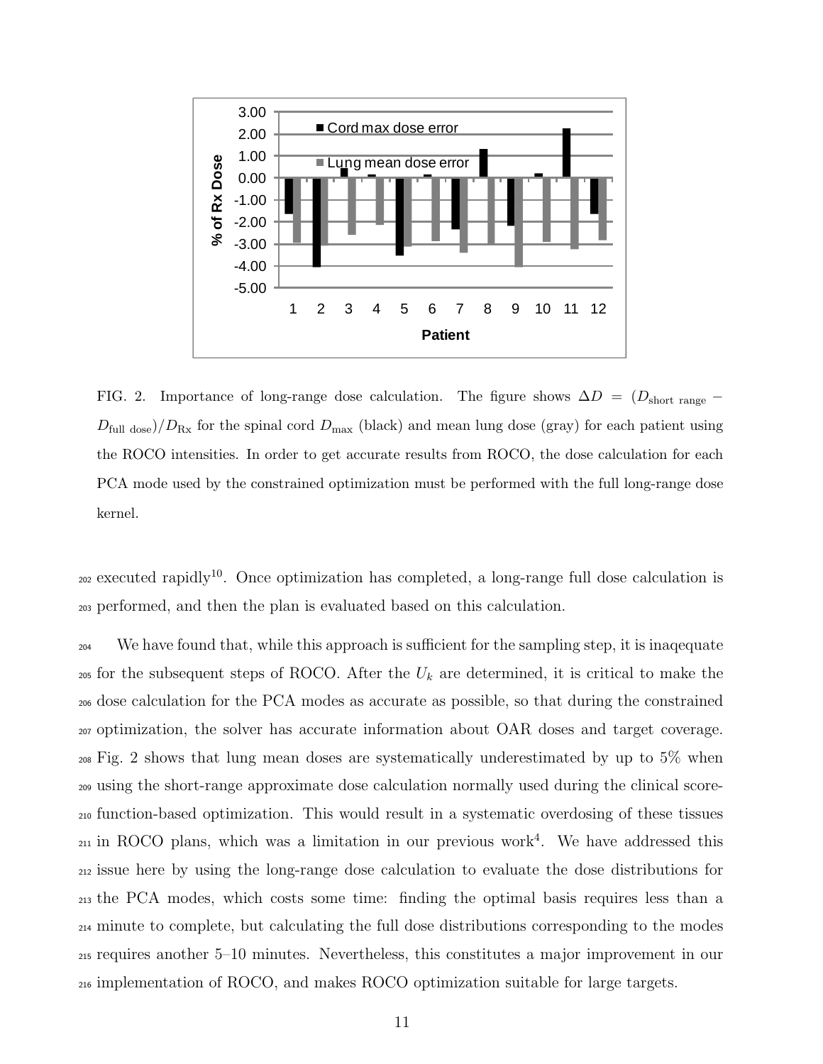FIG. 2. Importance of long-range dose calculation. The figure shows $\Delta D = (D_{\text{short range}} - D_{\text{full dose}})/D_{\text{Rx}}$ for the spinal cord $D_{\max}$ (black) and mean lung dose (gray) for each patient using the ROCO intensities. In order to get accurate results from ROCO, the dose calculation for each PCA mode used by the constrained optimization must be performed with the full long-range dose kernel.

executed rapidly[10]. Once optimization has completed, a long-range full dose calculation is performed, and then the plan is evaluated based on this calculation.

We have found that, while this approach is sufficient for the sampling step, it is inaqequate for the subsequent steps of ROCO. After the $U_k$ are determined, it is critical to make the dose calculation for the PCA modes as accurate as possible, so that during the constrained optimization, the solver has accurate information about OAR doses and target coverage. Fig. 2 shows that lung mean doses are systematically underestimated by up to 5% when using the short-range approximate dose calculation normally used during the clinical score-function-based optimization. This would result in a systematic overdosing of these tissues in ROCO plans, which was a limitation in our previous work[4]. We have addressed this issue here by using the long-range dose calculation to evaluate the dose distributions for the PCA modes, which costs some time: finding the optimal basis requires less than a minute to complete, but calculating the full dose distributions corresponding to the modes requires another 5–10 minutes. Nevertheless, this constitutes a major improvement in our implementation of ROCO, and makes ROCO optimization suitable for large targets.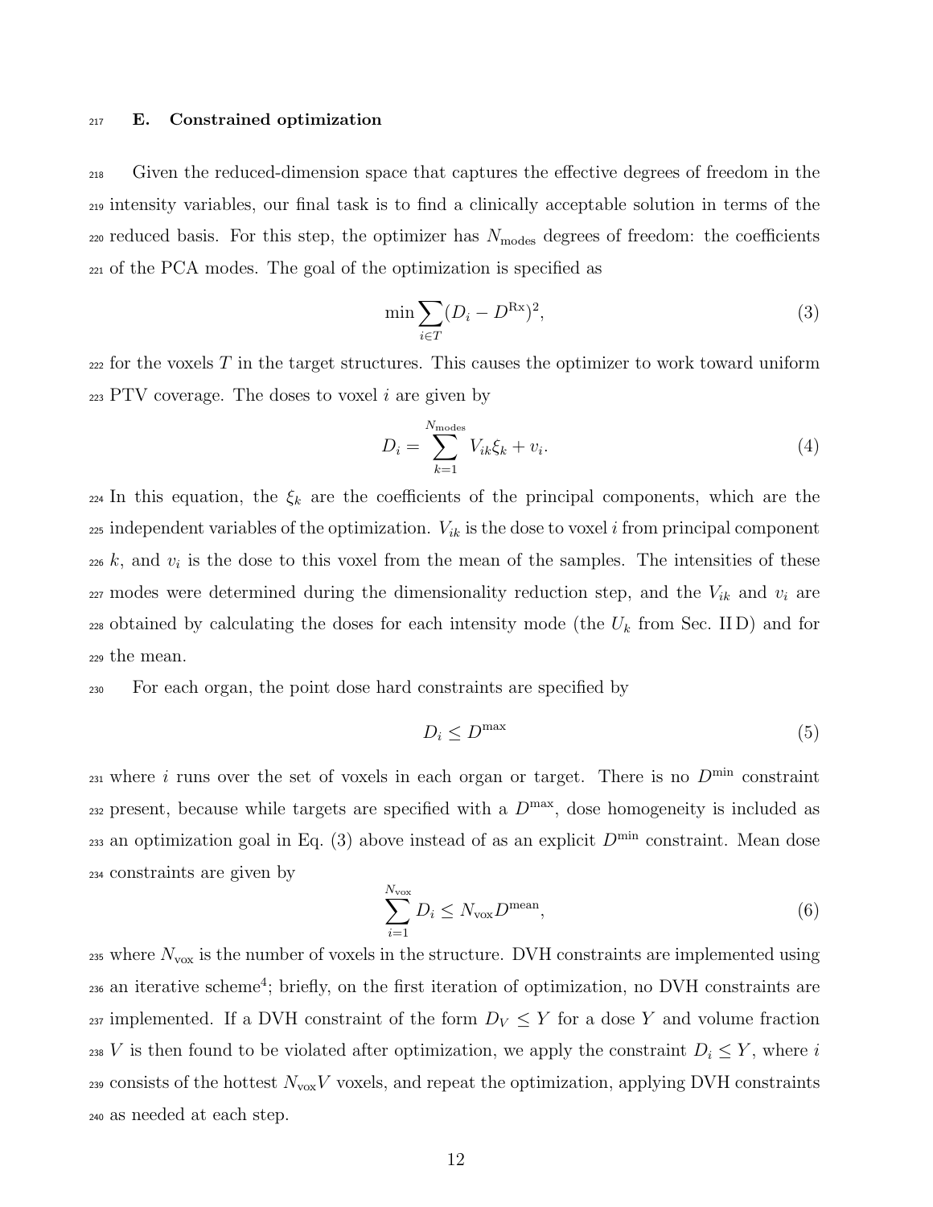### E. Constrained optimization

Given the reduced-dimension space that captures the effective degrees of freedom in the intensity variables, our final task is to find a clinically acceptable solution in terms of the reduced basis. For this step, the optimizer has $N_{\text{modes}}$ degrees of freedom: the coefficients of the PCA modes. The goal of the optimization is specified as

$$\min \sum_{i \in T} (D_i - D^{\text{Rx}})^2, \tag{3}$$

for the voxels $T$ in the target structures. This causes the optimizer to work toward uniform PTV coverage. The doses to voxel $i$ are given by

$$D_i = \sum_{k=1}^{N_{\text{modes}}} V_{ik} \xi_k + v_i. \tag{4}$$

In this equation, the $\xi_k$ are the coefficients of the principal components, which are the independent variables of the optimization. $V_{ik}$ is the dose to voxel $i$ from principal component $k$, and $v_i$ is the dose to this voxel from the mean of the samples. The intensities of these modes were determined during the dimensionality reduction step, and the $V_{ik}$ and $v_i$ are obtained by calculating the doses for each intensity mode (the $U_k$ from Sec. II D) and for the mean.

For each organ, the point dose hard constraints are specified by

$$D_i \leq D^{\max} \tag{5}$$

where $i$ runs over the set of voxels in each organ or target. There is no $D^{\min}$ constraint present, because while targets are specified with a $D^{\max}$, dose homogeneity is included as an optimization goal in Eq. (3) above instead of as an explicit $D^{\min}$ constraint. Mean dose constraints are given by

$$\sum_{i=1}^{N_{\text{vox}}} D_i \leq N_{\text{vox}} D^{\text{mean}}, \tag{6}$$

where $N_{\text{vox}}$ is the number of voxels in the structure. DVH constraints are implemented using an iterative scheme[4]; briefly, on the first iteration of optimization, no DVH constraints are implemented. If a DVH constraint of the form $D_V \leq Y$ for a dose $Y$ and volume fraction $V$ is then found to be violated after optimization, we apply the constraint $D_i \leq Y$, where $i$ consists of the hottest $N_{\text{vox}} V$ voxels, and repeat the optimization, applying DVH constraints as needed at each step.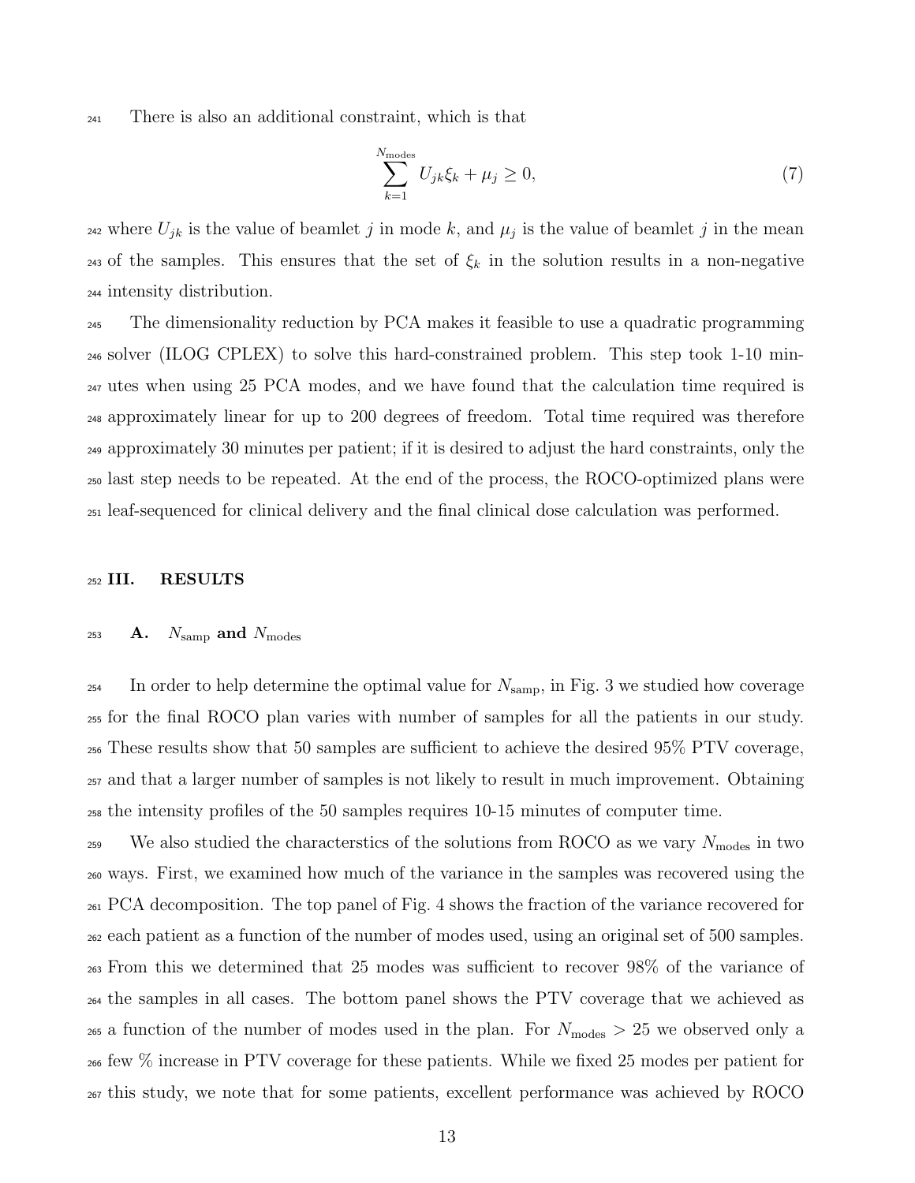There is also an additional constraint, which is that

$$\sum_{k=1}^{N_{\text{modes}}} U_{jk}\xi_k + \mu_j \geq 0, \tag{7}$$

where $U_{jk}$ is the value of beamlet $j$ in mode $k$, and $\mu_j$ is the value of beamlet $j$ in the mean of the samples. This ensures that the set of $\xi_k$ in the solution results in a non-negative intensity distribution.

The dimensionality reduction by PCA makes it feasible to use a quadratic programming solver (ILOG CPLEX) to solve this hard-constrained problem. This step took 1-10 minutes when using 25 PCA modes, and we have found that the calculation time required is approximately linear for up to 200 degrees of freedom. Total time required was therefore approximately 30 minutes per patient; if it is desired to adjust the hard constraints, only the last step needs to be repeated. At the end of the process, the ROCO-optimized plans were leaf-sequenced for clinical delivery and the final clinical dose calculation was performed.

## III. RESULTS

### A. $N_{\text{samp}}$ and $N_{\text{modes}}$

In order to help determine the optimal value for $N_{\text{samp}}$, in Fig. 3 we studied how coverage for the final ROCO plan varies with number of samples for all the patients in our study. These results show that 50 samples are sufficient to achieve the desired 95% PTV coverage, and that a larger number of samples is not likely to result in much improvement. Obtaining the intensity profiles of the 50 samples requires 10-15 minutes of computer time.

We also studied the characterstics of the solutions from ROCO as we vary $N_{\text{modes}}$ in two ways. First, we examined how much of the variance in the samples was recovered using the PCA decomposition. The top panel of Fig. 4 shows the fraction of the variance recovered for each patient as a function of the number of modes used, using an original set of 500 samples. From this we determined that 25 modes was sufficient to recover 98% of the variance of the samples in all cases. The bottom panel shows the PTV coverage that we achieved as a function of the number of modes used in the plan. For $N_{\text{modes}} > 25$ we observed only a few % increase in PTV coverage for these patients. While we fixed 25 modes per patient for this study, we note that for some patients, excellent performance was achieved by ROCO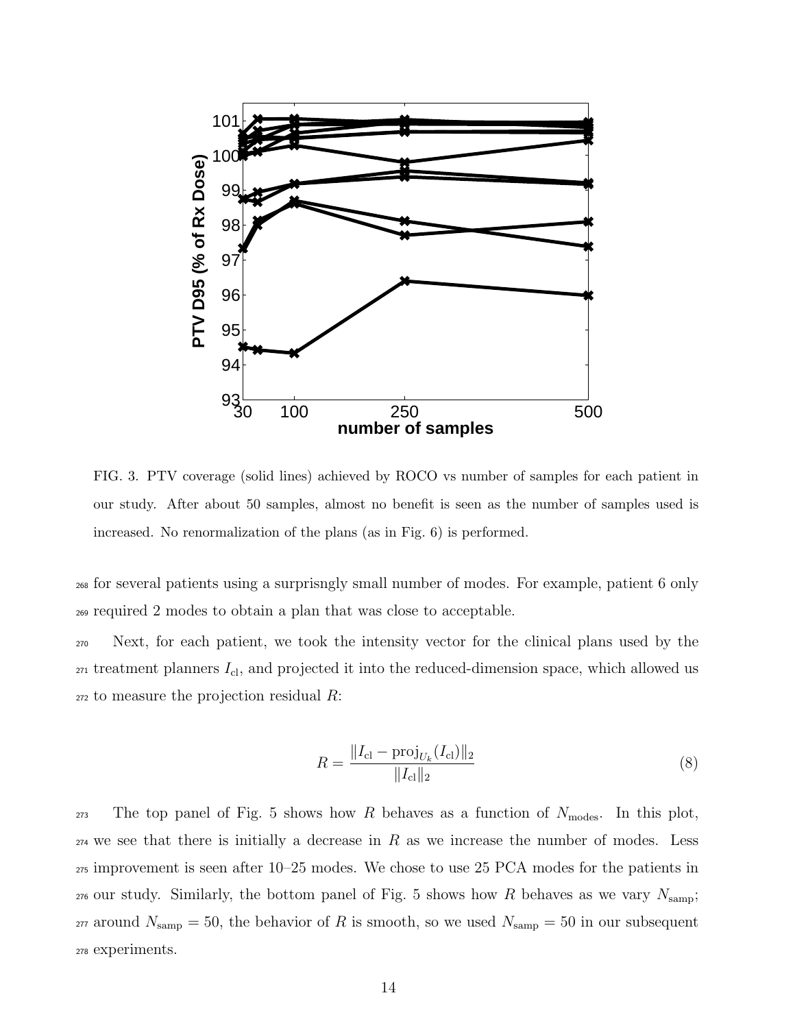FIG. 3. PTV coverage (solid lines) achieved by ROCO vs number of samples for each patient in our study. After about 50 samples, almost no benefit is seen as the number of samples used is increased. No renormalization of the plans (as in Fig. 6) is performed.

for several patients using a surprisngly small number of modes. For example, patient 6 only required 2 modes to obtain a plan that was close to acceptable.

Next, for each patient, we took the intensity vector for the clinical plans used by the treatment planners $I_{\text{cl}}$, and projected it into the reduced-dimension space, which allowed us to measure the projection residual $R$:

$$R = \frac{\|I_{\text{cl}} - \text{proj}_{U_k}(I_{\text{cl}})\|_2}{\|I_{\text{cl}}\|_2} \tag{8}$$

The top panel of Fig. 5 shows how $R$ behaves as a function of $N_{\text{modes}}$. In this plot, we see that there is initially a decrease in $R$ as we increase the number of modes. Less improvement is seen after 10–25 modes. We chose to use 25 PCA modes for the patients in our study. Similarly, the bottom panel of Fig. 5 shows how $R$ behaves as we vary $N_{\text{samp}}$; around $N_{\text{samp}} = 50$, the behavior of $R$ is smooth, so we used $N_{\text{samp}} = 50$ in our subsequent experiments.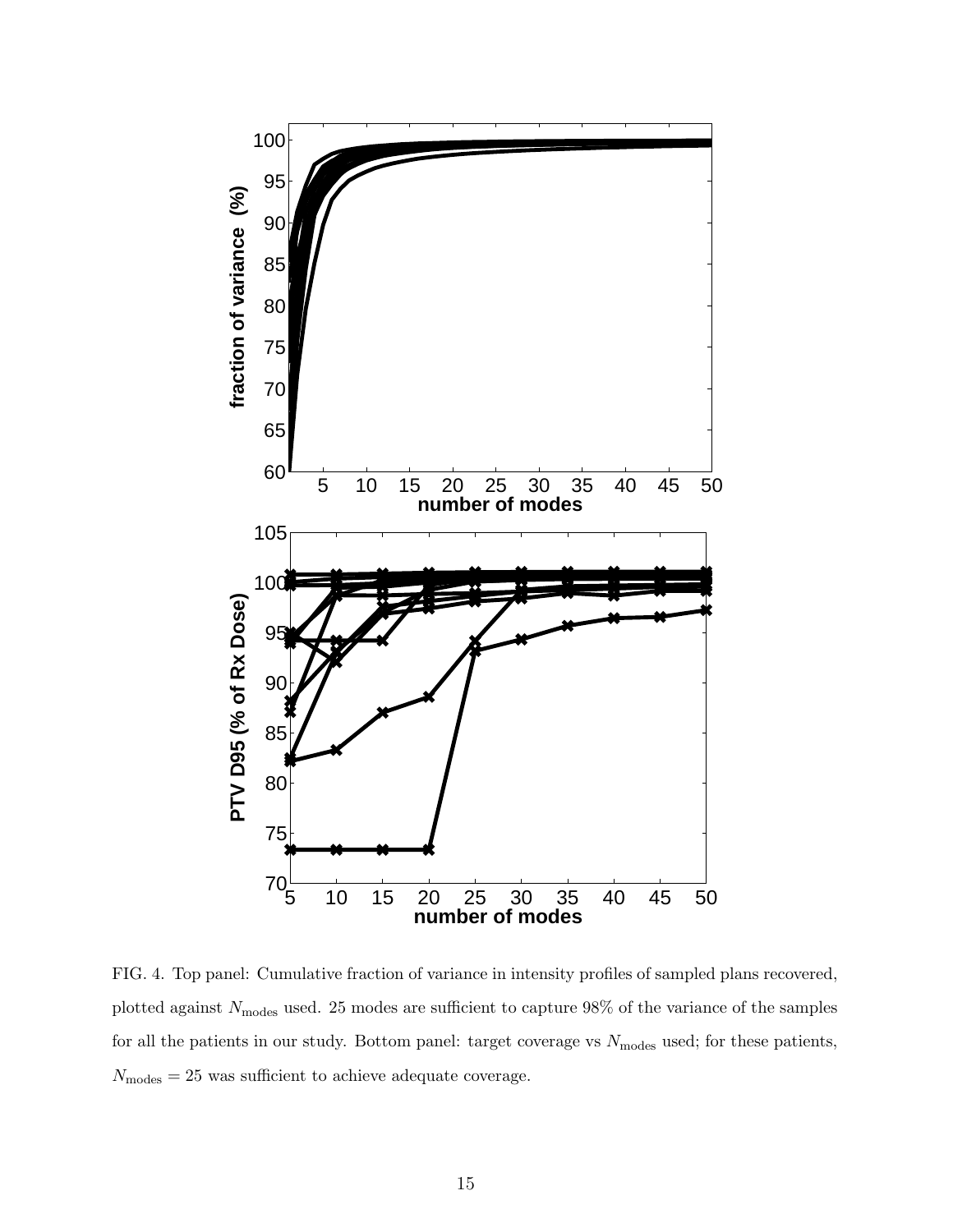FIG. 4. Top panel: Cumulative fraction of variance in intensity profiles of sampled plans recovered, plotted against $N_{\text{modes}}$ used. 25 modes are sufficient to capture 98% of the variance of the samples for all the patients in our study. Bottom panel: target coverage vs $N_{\text{modes}}$ used; for these patients, $N_{\text{modes}} = 25$ was sufficient to achieve adequate coverage.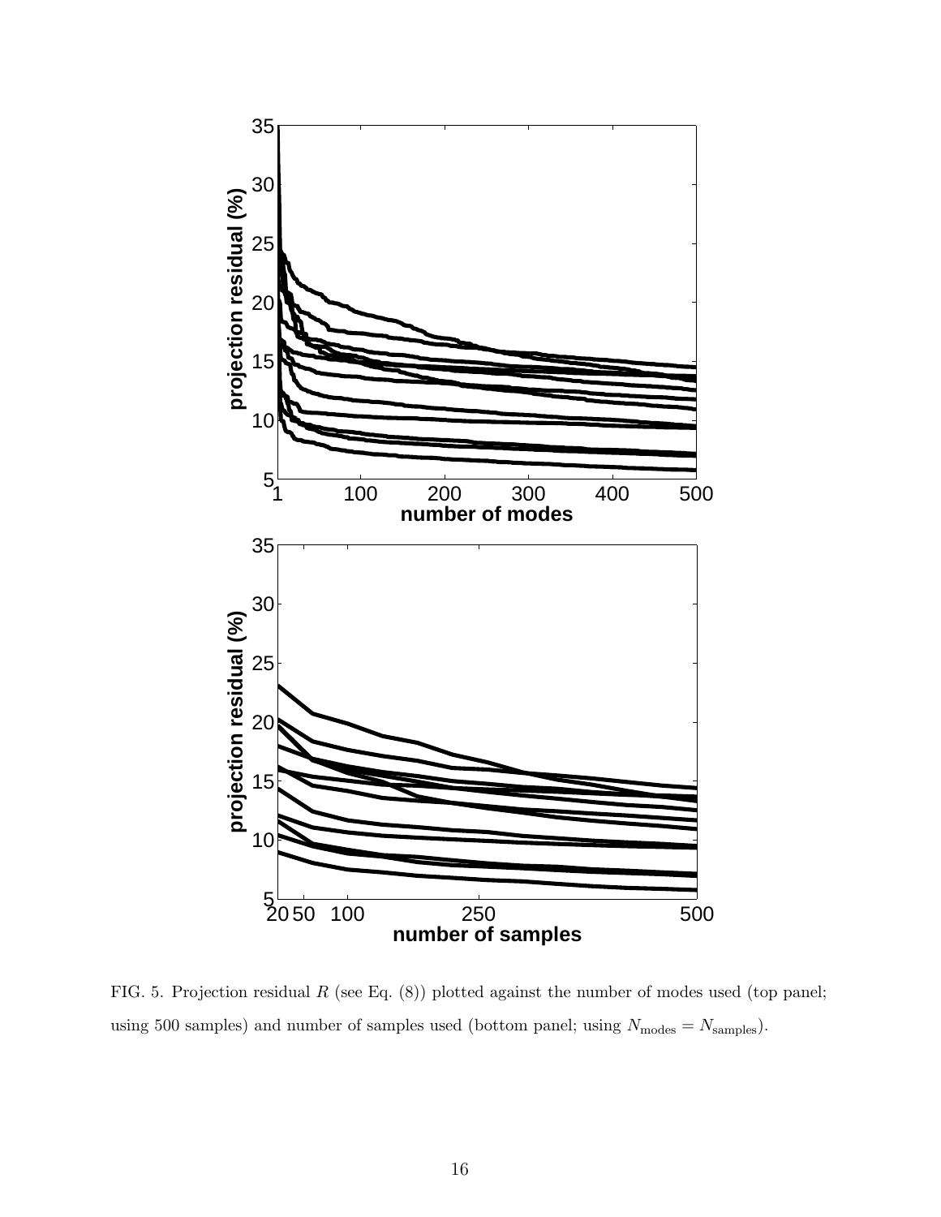FIG. 5. Projection residual $R$ (see Eq. (8)) plotted against the number of modes used (top panel; using 500 samples) and number of samples used (bottom panel; using $N_{\mathrm{modes}} = N_{\mathrm{samples}}$).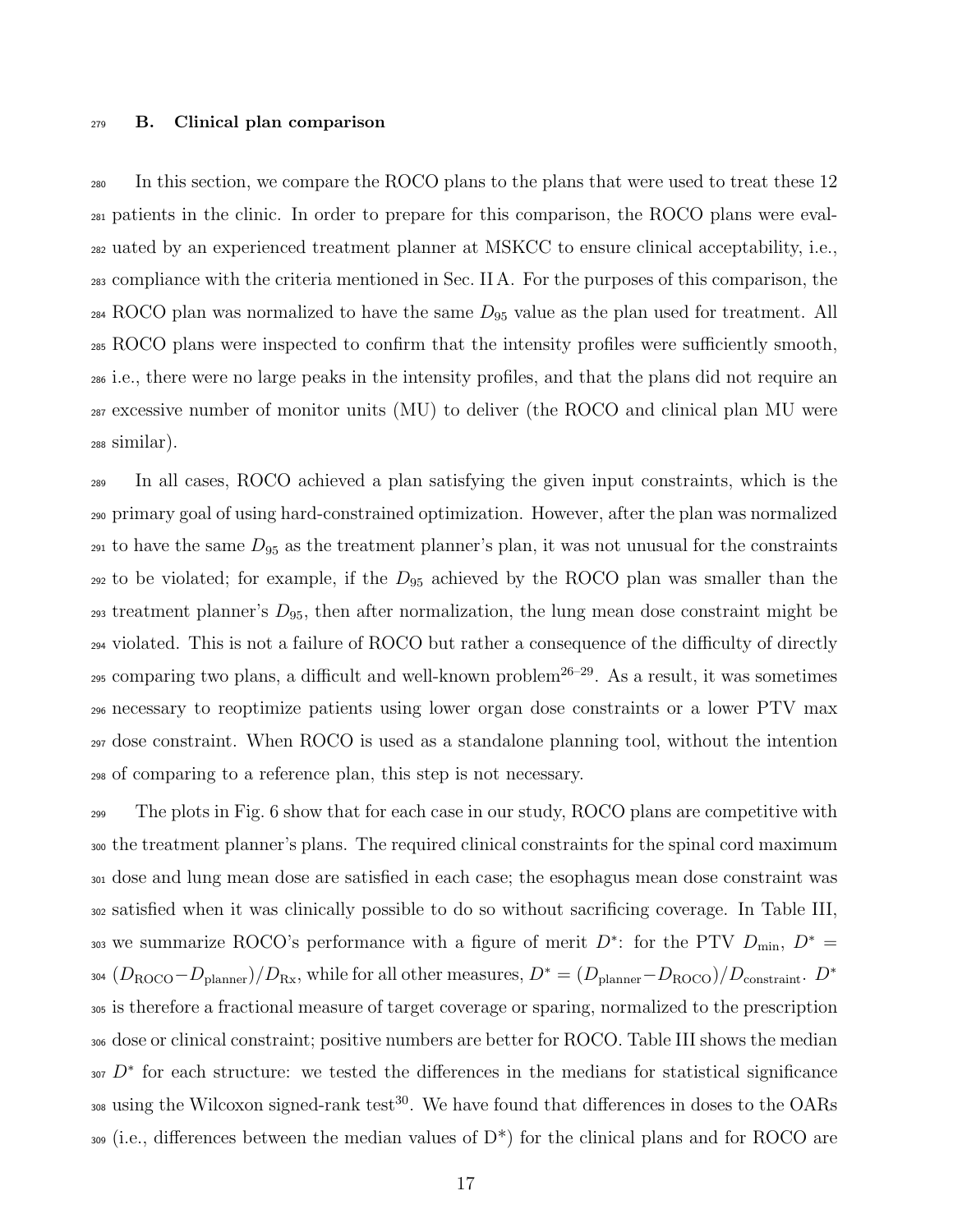### B. Clinical plan comparison

In this section, we compare the ROCO plans to the plans that were used to treat these 12 patients in the clinic. In order to prepare for this comparison, the ROCO plans were evaluated by an experienced treatment planner at MSKCC to ensure clinical acceptability, i.e., compliance with the criteria mentioned in Sec. II A. For the purposes of this comparison, the ROCO plan was normalized to have the same $D_{95}$ value as the plan used for treatment. All ROCO plans were inspected to confirm that the intensity profiles were sufficiently smooth, i.e., there were no large peaks in the intensity profiles, and that the plans did not require an excessive number of monitor units (MU) to deliver (the ROCO and clinical plan MU were similar).

In all cases, ROCO achieved a plan satisfying the given input constraints, which is the primary goal of using hard-constrained optimization. However, after the plan was normalized to have the same $D_{95}$ as the treatment planner's plan, it was not unusual for the constraints to be violated; for example, if the $D_{95}$ achieved by the ROCO plan was smaller than the treatment planner's $D_{95}$, then after normalization, the lung mean dose constraint might be violated. This is not a failure of ROCO but rather a consequence of the difficulty of directly comparing two plans, a difficult and well-known problem[26–29]. As a result, it was sometimes necessary to reoptimize patients using lower organ dose constraints or a lower PTV max dose constraint. When ROCO is used as a standalone planning tool, without the intention of comparing to a reference plan, this step is not necessary.

The plots in Fig. 6 show that for each case in our study, ROCO plans are competitive with the treatment planner's plans. The required clinical constraints for the spinal cord maximum dose and lung mean dose are satisfied in each case; the esophagus mean dose constraint was satisfied when it was clinically possible to do so without sacrificing coverage. In Table III, we summarize ROCO's performance with a figure of merit $D^*$: for the PTV $D_{\min}$, $D^* = (D_{\text{ROCO}} - D_{\text{planner}})/D_{\text{Rx}}$, while for all other measures, $D^* = (D_{\text{planner}} - D_{\text{ROCO}})/D_{\text{constraint}}$. $D^*$ is therefore a fractional measure of target coverage or sparing, normalized to the prescription dose or clinical constraint; positive numbers are better for ROCO. Table III shows the median $D^*$ for each structure: we tested the differences in the medians for statistical significance using the Wilcoxon signed-rank test[30]. We have found that differences in doses to the OARs (i.e., differences between the median values of $D^*$) for the clinical plans and for ROCO are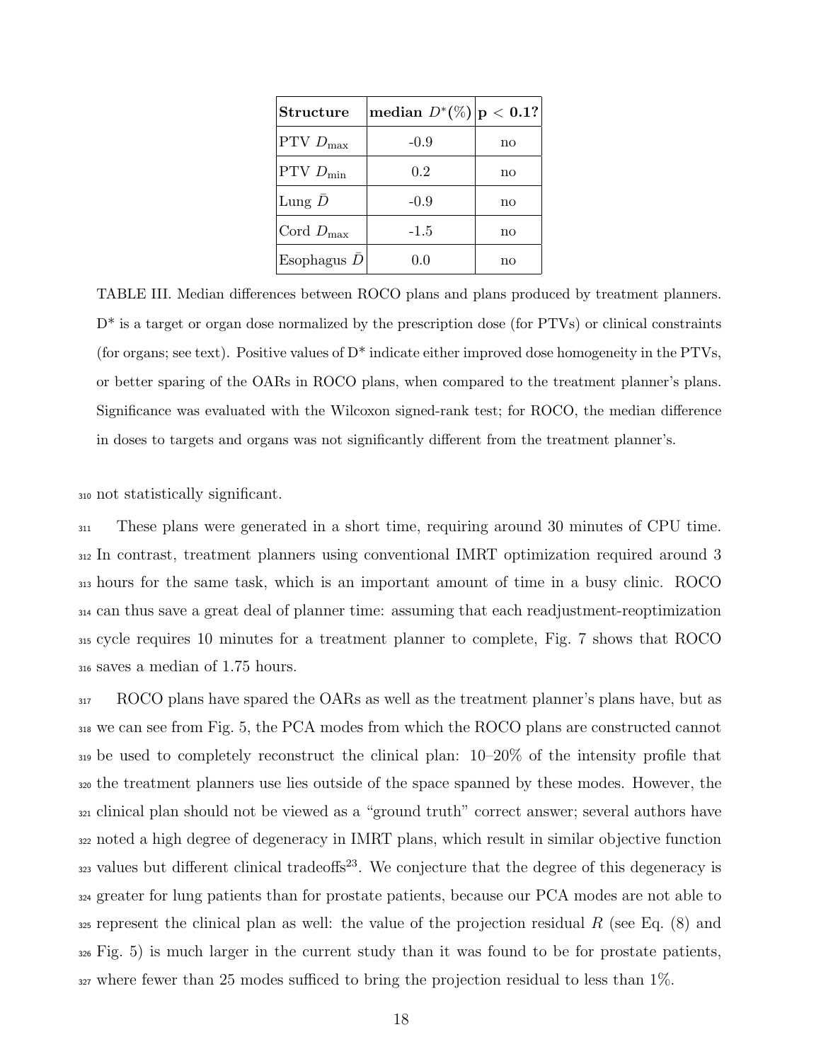| Structure | median $D^*$(%) | p < 0.1? |
|---|---|---|
| PTV $D_{\max}$ | -0.9 | no |
| PTV $D_{\min}$ | 0.2 | no |
| Lung $\bar{D}$ | -0.9 | no |
| Cord $D_{\max}$ | -1.5 | no |
| Esophagus $\bar{D}$ | 0.0 | no |

TABLE III. Median differences between ROCO plans and plans produced by treatment planners. $D^*$ is a target or organ dose normalized by the prescription dose (for PTVs) or clinical constraints (for organs; see text). Positive values of $D^*$ indicate either improved dose homogeneity in the PTVs, or better sparing of the OARs in ROCO plans, when compared to the treatment planner's plans. Significance was evaluated with the Wilcoxon signed-rank test; for ROCO, the median difference in doses to targets and organs was not significantly different from the treatment planner's.

not statistically significant.

These plans were generated in a short time, requiring around 30 minutes of CPU time. In contrast, treatment planners using conventional IMRT optimization required around 3 hours for the same task, which is an important amount of time in a busy clinic. ROCO can thus save a great deal of planner time: assuming that each readjustment-reoptimization cycle requires 10 minutes for a treatment planner to complete, Fig. 7 shows that ROCO saves a median of 1.75 hours.

ROCO plans have spared the OARs as well as the treatment planner's plans have, but as we can see from Fig. 5, the PCA modes from which the ROCO plans are constructed cannot be used to completely reconstruct the clinical plan: 10–20% of the intensity profile that the treatment planners use lies outside of the space spanned by these modes. However, the clinical plan should not be viewed as a "ground truth" correct answer; several authors have noted a high degree of degeneracy in IMRT plans, which result in similar objective function values but different clinical tradeoffs[23]. We conjecture that the degree of this degeneracy is greater for lung patients than for prostate patients, because our PCA modes are not able to represent the clinical plan as well: the value of the projection residual $R$ (see Eq. (8) and Fig. 5) is much larger in the current study than it was found to be for prostate patients, where fewer than 25 modes sufficed to bring the projection residual to less than 1%.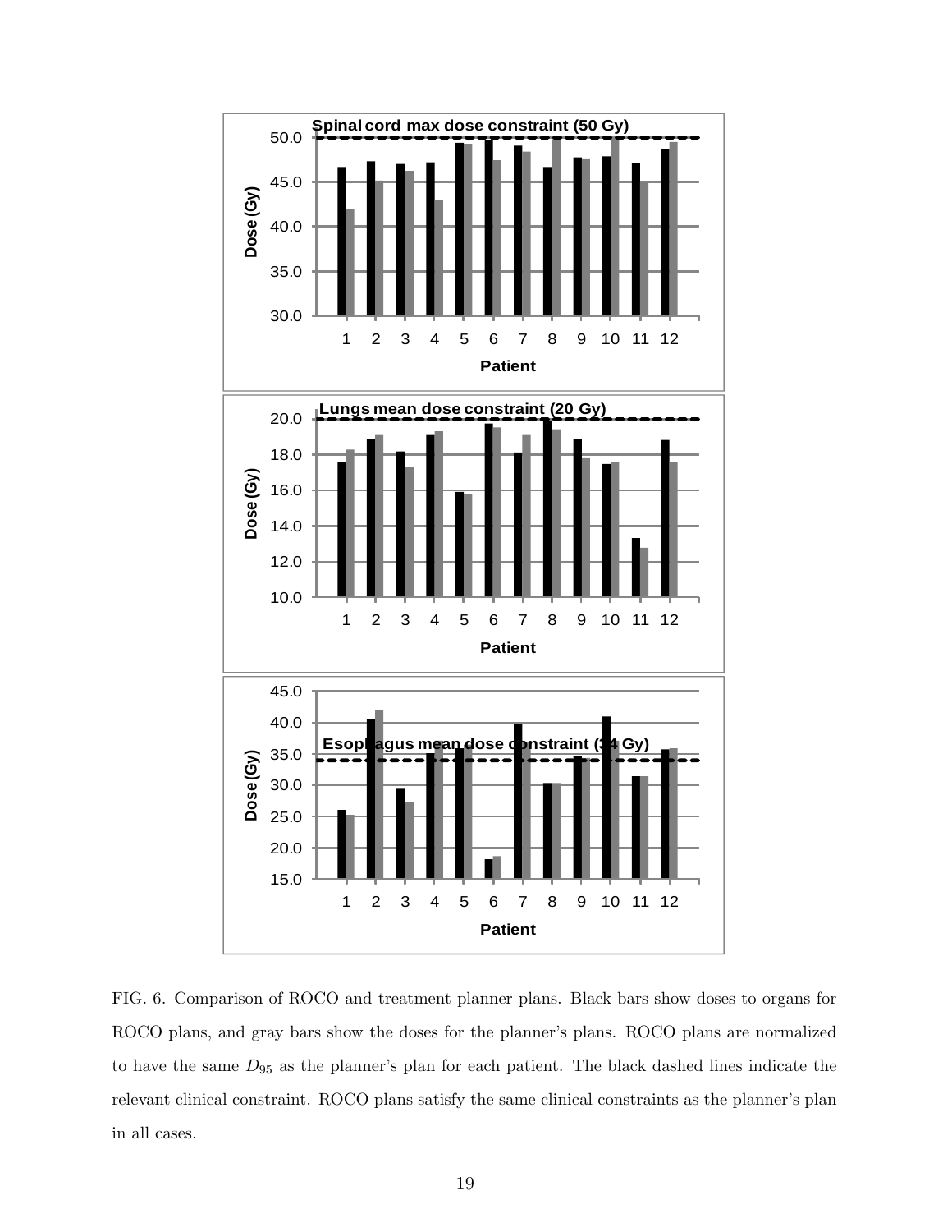FIG. 6. Comparison of ROCO and treatment planner plans. Black bars show doses to organs for ROCO plans, and gray bars show the doses for the planner's plans. ROCO plans are normalized to have the same $D_{95}$ as the planner's plan for each patient. The black dashed lines indicate the relevant clinical constraint. ROCO plans satisfy the same clinical constraints as the planner's plan in all cases.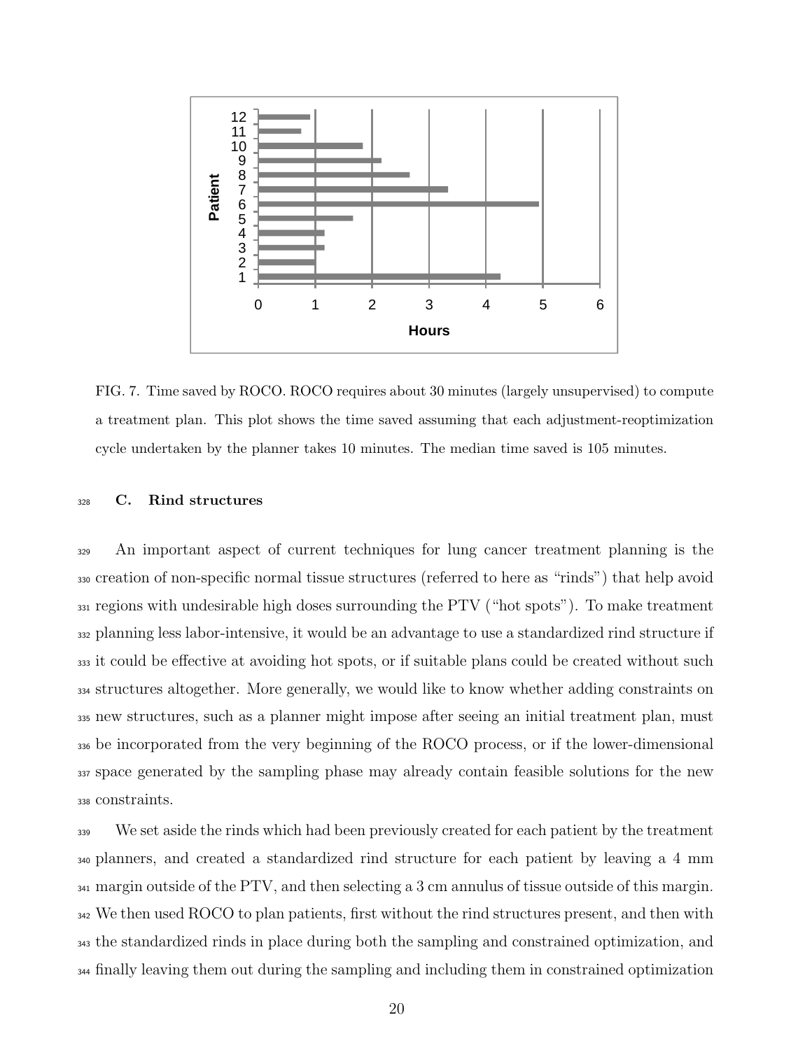FIG. 7. Time saved by ROCO. ROCO requires about 30 minutes (largely unsupervised) to compute a treatment plan. This plot shows the time saved assuming that each adjustment-reoptimization cycle undertaken by the planner takes 10 minutes. The median time saved is 105 minutes.

### C. Rind structures

An important aspect of current techniques for lung cancer treatment planning is the creation of non-specific normal tissue structures (referred to here as "rinds") that help avoid regions with undesirable high doses surrounding the PTV ("hot spots"). To make treatment planning less labor-intensive, it would be an advantage to use a standardized rind structure if it could be effective at avoiding hot spots, or if suitable plans could be created without such structures altogether. More generally, we would like to know whether adding constraints on new structures, such as a planner might impose after seeing an initial treatment plan, must be incorporated from the very beginning of the ROCO process, or if the lower-dimensional space generated by the sampling phase may already contain feasible solutions for the new constraints.

We set aside the rinds which had been previously created for each patient by the treatment planners, and created a standardized rind structure for each patient by leaving a 4 mm margin outside of the PTV, and then selecting a 3 cm annulus of tissue outside of this margin. We then used ROCO to plan patients, first without the rind structures present, and then with the standardized rinds in place during both the sampling and constrained optimization, and finally leaving them out during the sampling and including them in constrained optimization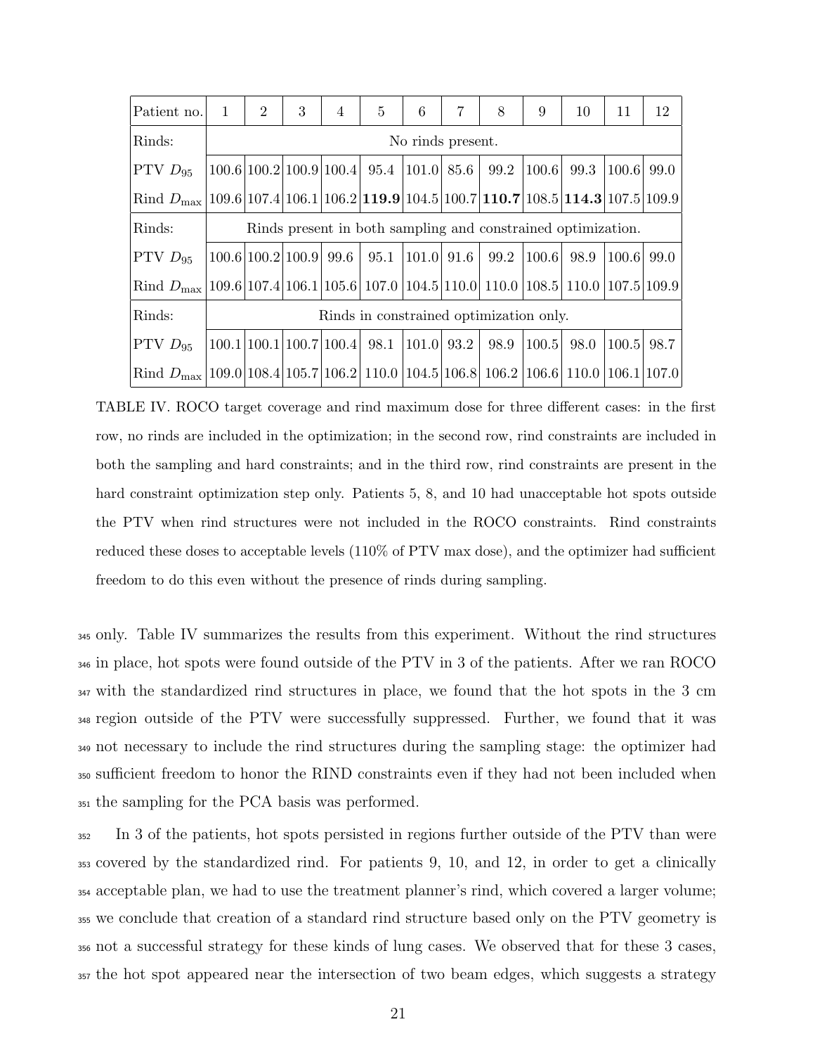| Patient no. | 1 | 2 | 3 | 4 | 5 | 6 | 7 | 8 | 9 | 10 | 11 | 12 |
|---|---|---|---|---|---|---|---|---|---|---|---|---|
| Rinds: | No rinds present. | | | | | | | | | | | |
| PTV $D_{95}$ | 100.6 | 100.2 | 100.9 | 100.4 | 95.4 | 101.0 | 85.6 | 99.2 | 100.6 | 99.3 | 100.6 | 99.0 |
| Rind $D_{\max}$ | 109.6 | 107.4 | 106.1 | 106.2 | **119.9** | 104.5 | 100.7 | **110.7** | 108.5 | **114.3** | 107.5 | 109.9 |
| Rinds: | Rinds present in both sampling and constrained optimization. | | | | | | | | | | | |
| PTV $D_{95}$ | 100.6 | 100.2 | 100.9 | 99.6 | 95.1 | 101.0 | 91.6 | 99.2 | 100.6 | 98.9 | 100.6 | 99.0 |
| Rind $D_{\max}$ | 109.6 | 107.4 | 106.1 | 105.6 | 107.0 | 104.5 | 110.0 | 110.0 | 108.5 | 110.0 | 107.5 | 109.9 |
| Rinds: | Rinds in constrained optimization only. | | | | | | | | | | | |
| PTV $D_{95}$ | 100.1 | 100.1 | 100.7 | 100.4 | 98.1 | 101.0 | 93.2 | 98.9 | 100.5 | 98.0 | 100.5 | 98.7 |
| Rind $D_{\max}$ | 109.0 | 108.4 | 105.7 | 106.2 | 110.0 | 104.5 | 106.8 | 106.2 | 106.6 | 110.0 | 106.1 | 107.0 |

TABLE IV. ROCO target coverage and rind maximum dose for three different cases: in the first row, no rinds are included in the optimization; in the second row, rind constraints are included in both the sampling and hard constraints; and in the third row, rind constraints are present in the hard constraint optimization step only. Patients 5, 8, and 10 had unacceptable hot spots outside the PTV when rind structures were not included in the ROCO constraints. Rind constraints reduced these doses to acceptable levels (110% of PTV max dose), and the optimizer had sufficient freedom to do this even without the presence of rinds during sampling.

only. Table IV summarizes the results from this experiment. Without the rind structures in place, hot spots were found outside of the PTV in 3 of the patients. After we ran ROCO with the standardized rind structures in place, we found that the hot spots in the 3 cm region outside of the PTV were successfully suppressed. Further, we found that it was not necessary to include the rind structures during the sampling stage: the optimizer had sufficient freedom to honor the RIND constraints even if they had not been included when the sampling for the PCA basis was performed.

In 3 of the patients, hot spots persisted in regions further outside of the PTV than were covered by the standardized rind. For patients 9, 10, and 12, in order to get a clinically acceptable plan, we had to use the treatment planner's rind, which covered a larger volume; we conclude that creation of a standard rind structure based only on the PTV geometry is not a successful strategy for these kinds of lung cases. We observed that for these 3 cases, the hot spot appeared near the intersection of two beam edges, which suggests a strategy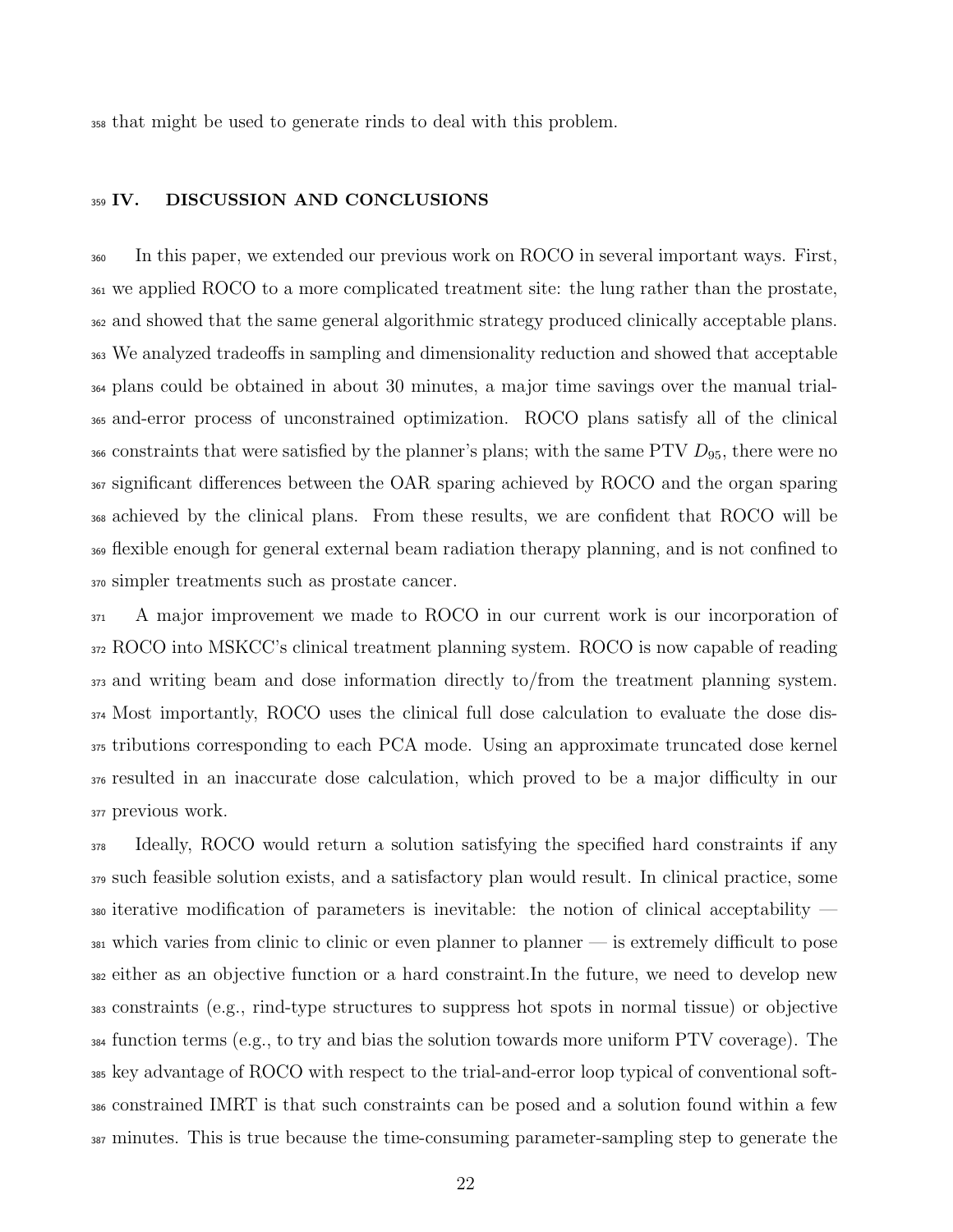that might be used to generate rinds to deal with this problem.

## IV. DISCUSSION AND CONCLUSIONS

In this paper, we extended our previous work on ROCO in several important ways. First, we applied ROCO to a more complicated treatment site: the lung rather than the prostate, and showed that the same general algorithmic strategy produced clinically acceptable plans. We analyzed tradeoffs in sampling and dimensionality reduction and showed that acceptable plans could be obtained in about 30 minutes, a major time savings over the manual trial-and-error process of unconstrained optimization. ROCO plans satisfy all of the clinical constraints that were satisfied by the planner's plans; with the same PTV $D_{95}$, there were no significant differences between the OAR sparing achieved by ROCO and the organ sparing achieved by the clinical plans. From these results, we are confident that ROCO will be flexible enough for general external beam radiation therapy planning, and is not confined to simpler treatments such as prostate cancer.

A major improvement we made to ROCO in our current work is our incorporation of ROCO into MSKCC's clinical treatment planning system. ROCO is now capable of reading and writing beam and dose information directly to/from the treatment planning system. Most importantly, ROCO uses the clinical full dose calculation to evaluate the dose distributions corresponding to each PCA mode. Using an approximate truncated dose kernel resulted in an inaccurate dose calculation, which proved to be a major difficulty in our previous work.

Ideally, ROCO would return a solution satisfying the specified hard constraints if any such feasible solution exists, and a satisfactory plan would result. In clinical practice, some iterative modification of parameters is inevitable: the notion of clinical acceptability — which varies from clinic to clinic or even planner to planner — is extremely difficult to pose either as an objective function or a hard constraint.In the future, we need to develop new constraints (e.g., rind-type structures to suppress hot spots in normal tissue) or objective function terms (e.g., to try and bias the solution towards more uniform PTV coverage). The key advantage of ROCO with respect to the trial-and-error loop typical of conventional soft-constrained IMRT is that such constraints can be posed and a solution found within a few minutes. This is true because the time-consuming parameter-sampling step to generate the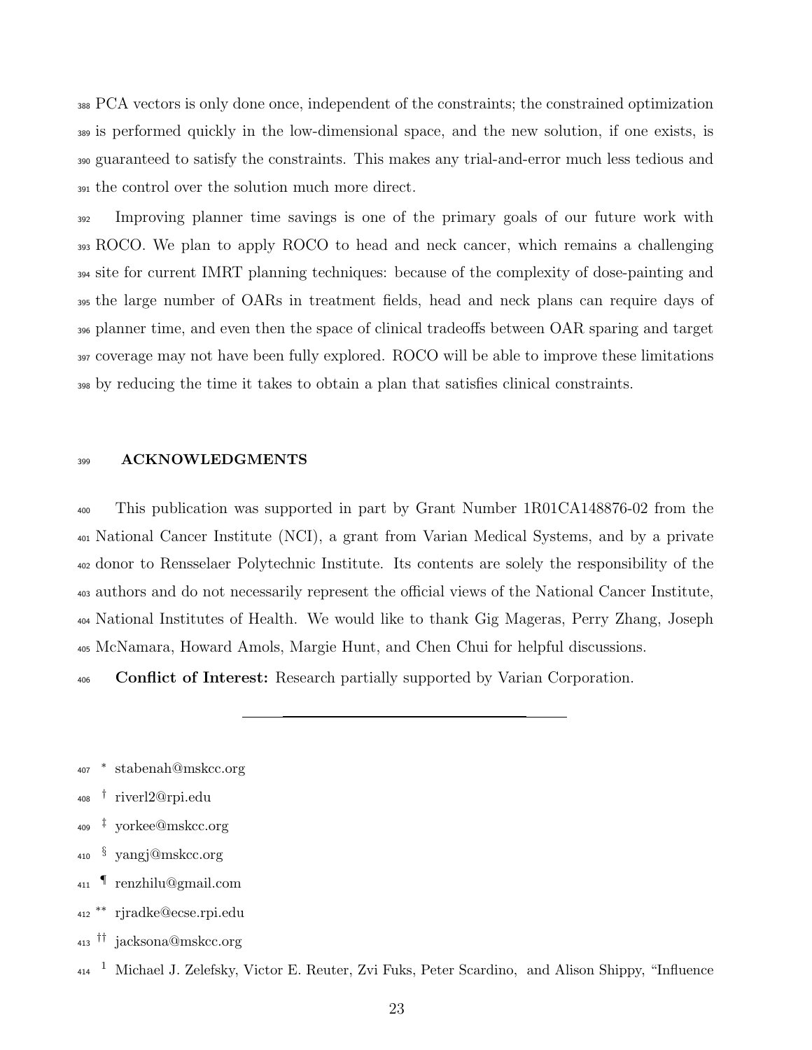PCA vectors is only done once, independent of the constraints; the constrained optimization is performed quickly in the low-dimensional space, and the new solution, if one exists, is guaranteed to satisfy the constraints. This makes any trial-and-error much less tedious and the control over the solution much more direct.

Improving planner time savings is one of the primary goals of our future work with ROCO. We plan to apply ROCO to head and neck cancer, which remains a challenging site for current IMRT planning techniques: because of the complexity of dose-painting and the large number of OARs in treatment fields, head and neck plans can require days of planner time, and even then the space of clinical tradeoffs between OAR sparing and target coverage may not have been fully explored. ROCO will be able to improve these limitations by reducing the time it takes to obtain a plan that satisfies clinical constraints.

## ACKNOWLEDGMENTS

This publication was supported in part by Grant Number 1R01CA148876-02 from the National Cancer Institute (NCI), a grant from Varian Medical Systems, and by a private donor to Rensselaer Polytechnic Institute. Its contents are solely the responsibility of the authors and do not necessarily represent the official views of the National Cancer Institute, National Institutes of Health. We would like to thank Gig Mageras, Perry Zhang, Joseph McNamara, Howard Amols, Margie Hunt, and Chen Chui for helpful discussions.

**Conflict of Interest:** Research partially supported by Varian Corporation.

---

[*] stabenah@mskcc.org

[†] riverl2@rpi.edu

[‡] yorkee@mskcc.org

[§] yangj@mskcc.org

[¶] renzhilu@gmail.com

[**] rjradke@ecse.rpi.edu

[††] jacksona@mskcc.org

[1] Michael J. Zelefsky, Victor E. Reuter, Zvi Fuks, Peter Scardino, and Alison Shippy, "Influence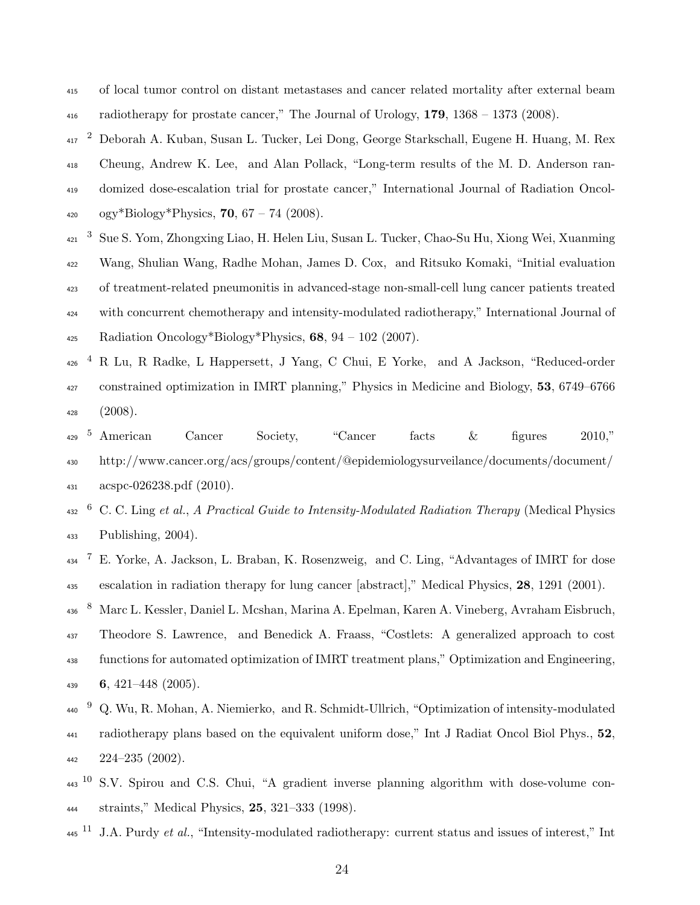of local tumor control on distant metastases and cancer related mortality after external beam radiotherapy for prostate cancer," The Journal of Urology, **179**, 1368 – 1373 (2008).

[2] Deborah A. Kuban, Susan L. Tucker, Lei Dong, George Starkschall, Eugene H. Huang, M. Rex Cheung, Andrew K. Lee, and Alan Pollack, "Long-term results of the M. D. Anderson randomized dose-escalation trial for prostate cancer," International Journal of Radiation Oncology*Biology*Physics, **70**, 67 – 74 (2008).

[3] Sue S. Yom, Zhongxing Liao, H. Helen Liu, Susan L. Tucker, Chao-Su Hu, Xiong Wei, Xuanming Wang, Shulian Wang, Radhe Mohan, James D. Cox, and Ritsuko Komaki, "Initial evaluation of treatment-related pneumonitis in advanced-stage non-small-cell lung cancer patients treated with concurrent chemotherapy and intensity-modulated radiotherapy," International Journal of Radiation Oncology*Biology*Physics, **68**, 94 – 102 (2007).

[4] R Lu, R Radke, L Happersett, J Yang, C Chui, E Yorke, and A Jackson, "Reduced-order constrained optimization in IMRT planning," Physics in Medicine and Biology, **53**, 6749–6766 (2008).

[5] American Cancer Society, "Cancer facts & figures 2010," http://www.cancer.org/acs/groups/content/@epidemiologysurveilance/documents/document/acspc-026238.pdf (2010).

[6] C. C. Ling *et al.*, *A Practical Guide to Intensity-Modulated Radiation Therapy* (Medical Physics Publishing, 2004).

[7] E. Yorke, A. Jackson, L. Braban, K. Rosenzweig, and C. Ling, "Advantages of IMRT for dose escalation in radiation therapy for lung cancer [abstract]," Medical Physics, **28**, 1291 (2001).

[8] Marc L. Kessler, Daniel L. Mcshan, Marina A. Epelman, Karen A. Vineberg, Avraham Eisbruch, Theodore S. Lawrence, and Benedick A. Fraass, "Costlets: A generalized approach to cost functions for automated optimization of IMRT treatment plans," Optimization and Engineering, **6**, 421–448 (2005).

[9] Q. Wu, R. Mohan, A. Niemierko, and R. Schmidt-Ullrich, "Optimization of intensity-modulated radiotherapy plans based on the equivalent uniform dose," Int J Radiat Oncol Biol Phys., **52**, 224–235 (2002).

[10] S.V. Spirou and C.S. Chui, "A gradient inverse planning algorithm with dose-volume constraints," Medical Physics, **25**, 321–333 (1998).

[11] J.A. Purdy *et al.*, "Intensity-modulated radiotherapy: current status and issues of interest," Int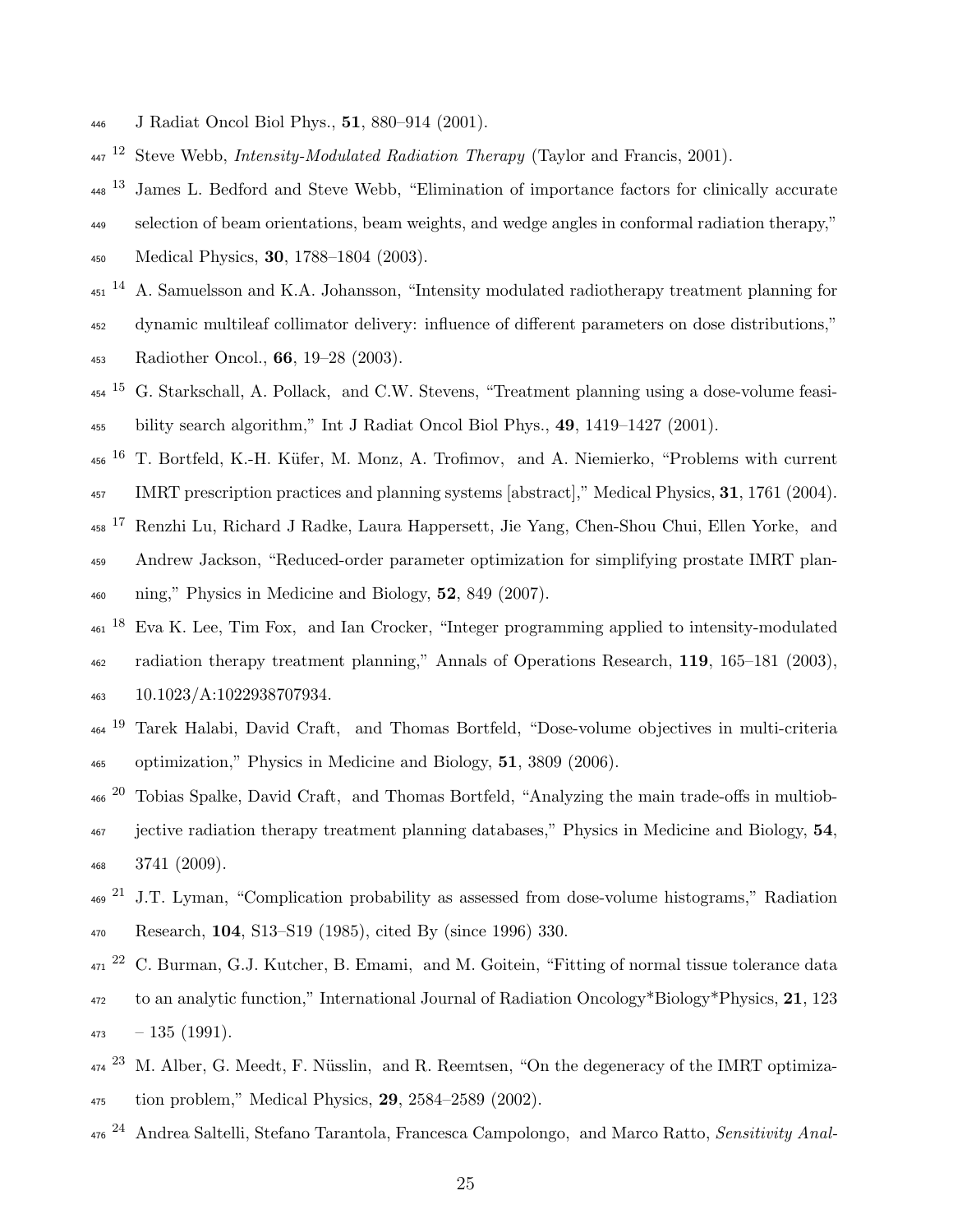J Radiat Oncol Biol Phys., **51**, 880–914 (2001).

[12] Steve Webb, *Intensity-Modulated Radiation Therapy* (Taylor and Francis, 2001).

[13] James L. Bedford and Steve Webb, "Elimination of importance factors for clinically accurate selection of beam orientations, beam weights, and wedge angles in conformal radiation therapy," Medical Physics, **30**, 1788–1804 (2003).

[14] A. Samuelsson and K.A. Johansson, "Intensity modulated radiotherapy treatment planning for dynamic multileaf collimator delivery: influence of different parameters on dose distributions," Radiother Oncol., **66**, 19–28 (2003).

[15] G. Starkschall, A. Pollack, and C.W. Stevens, "Treatment planning using a dose-volume feasibility search algorithm," Int J Radiat Oncol Biol Phys., **49**, 1419–1427 (2001).

[16] T. Bortfeld, K.-H. Küfer, M. Monz, A. Trofimov, and A. Niemierko, "Problems with current IMRT prescription practices and planning systems [abstract]," Medical Physics, **31**, 1761 (2004).

[17] Renzhi Lu, Richard J Radke, Laura Happersett, Jie Yang, Chen-Shou Chui, Ellen Yorke, and Andrew Jackson, "Reduced-order parameter optimization for simplifying prostate IMRT planning," Physics in Medicine and Biology, **52**, 849 (2007).

[18] Eva K. Lee, Tim Fox, and Ian Crocker, "Integer programming applied to intensity-modulated radiation therapy treatment planning," Annals of Operations Research, **119**, 165–181 (2003), 10.1023/A:1022938707934.

[19] Tarek Halabi, David Craft, and Thomas Bortfeld, "Dose-volume objectives in multi-criteria optimization," Physics in Medicine and Biology, **51**, 3809 (2006).

[20] Tobias Spalke, David Craft, and Thomas Bortfeld, "Analyzing the main trade-offs in multiobjective radiation therapy treatment planning databases," Physics in Medicine and Biology, **54**, 3741 (2009).

[21] J.T. Lyman, "Complication probability as assessed from dose-volume histograms," Radiation Research, **104**, S13–S19 (1985), cited By (since 1996) 330.

[22] C. Burman, G.J. Kutcher, B. Emami, and M. Goitein, "Fitting of normal tissue tolerance data to an analytic function," International Journal of Radiation Oncology*Biology*Physics, **21**, 123 – 135 (1991).

[23] M. Alber, G. Meedt, F. Nüsslin, and R. Reemtsen, "On the degeneracy of the IMRT optimization problem," Medical Physics, **29**, 2584–2589 (2002).

[24] Andrea Saltelli, Stefano Tarantola, Francesca Campolongo, and Marco Ratto, *Sensitivity Anal-*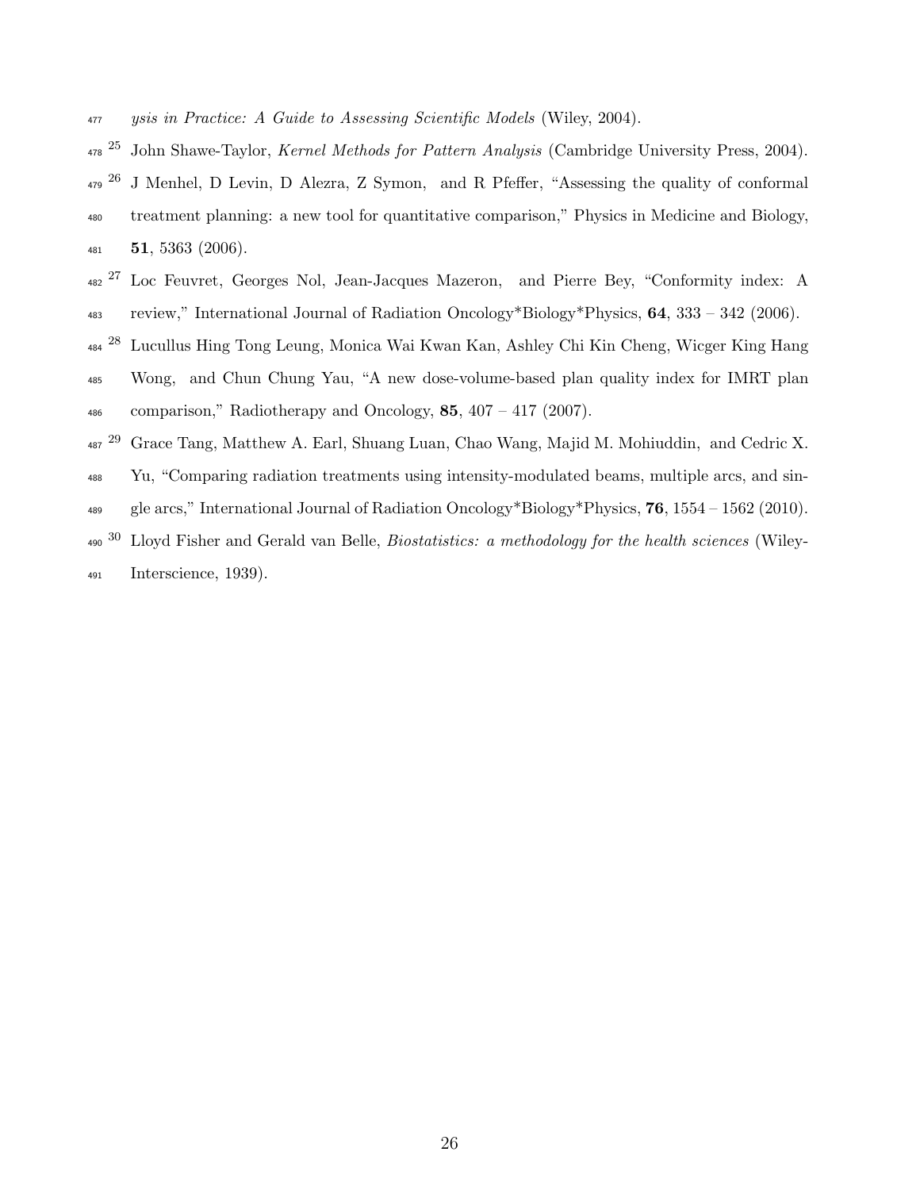*ysis in Practice: A Guide to Assessing Scientific Models* (Wiley, 2004).

[25] John Shawe-Taylor, *Kernel Methods for Pattern Analysis* (Cambridge University Press, 2004).

[26] J Menhel, D Levin, D Alezra, Z Symon, and R Pfeffer, "Assessing the quality of conformal treatment planning: a new tool for quantitative comparison," Physics in Medicine and Biology, **51**, 5363 (2006).

[27] Loc Feuvret, Georges Nol, Jean-Jacques Mazeron, and Pierre Bey, "Conformity index: A review," International Journal of Radiation Oncology*Biology*Physics, **64**, 333 – 342 (2006).

[28] Lucullus Hing Tong Leung, Monica Wai Kwan Kan, Ashley Chi Kin Cheng, Wicger King Hang Wong, and Chun Chung Yau, "A new dose-volume-based plan quality index for IMRT plan comparison," Radiotherapy and Oncology, **85**, 407 – 417 (2007).

[29] Grace Tang, Matthew A. Earl, Shuang Luan, Chao Wang, Majid M. Mohiuddin, and Cedric X. Yu, "Comparing radiation treatments using intensity-modulated beams, multiple arcs, and single arcs," International Journal of Radiation Oncology*Biology*Physics, **76**, 1554 – 1562 (2010).

[30] Lloyd Fisher and Gerald van Belle, *Biostatistics: a methodology for the health sciences* (Wiley-Interscience, 1939).